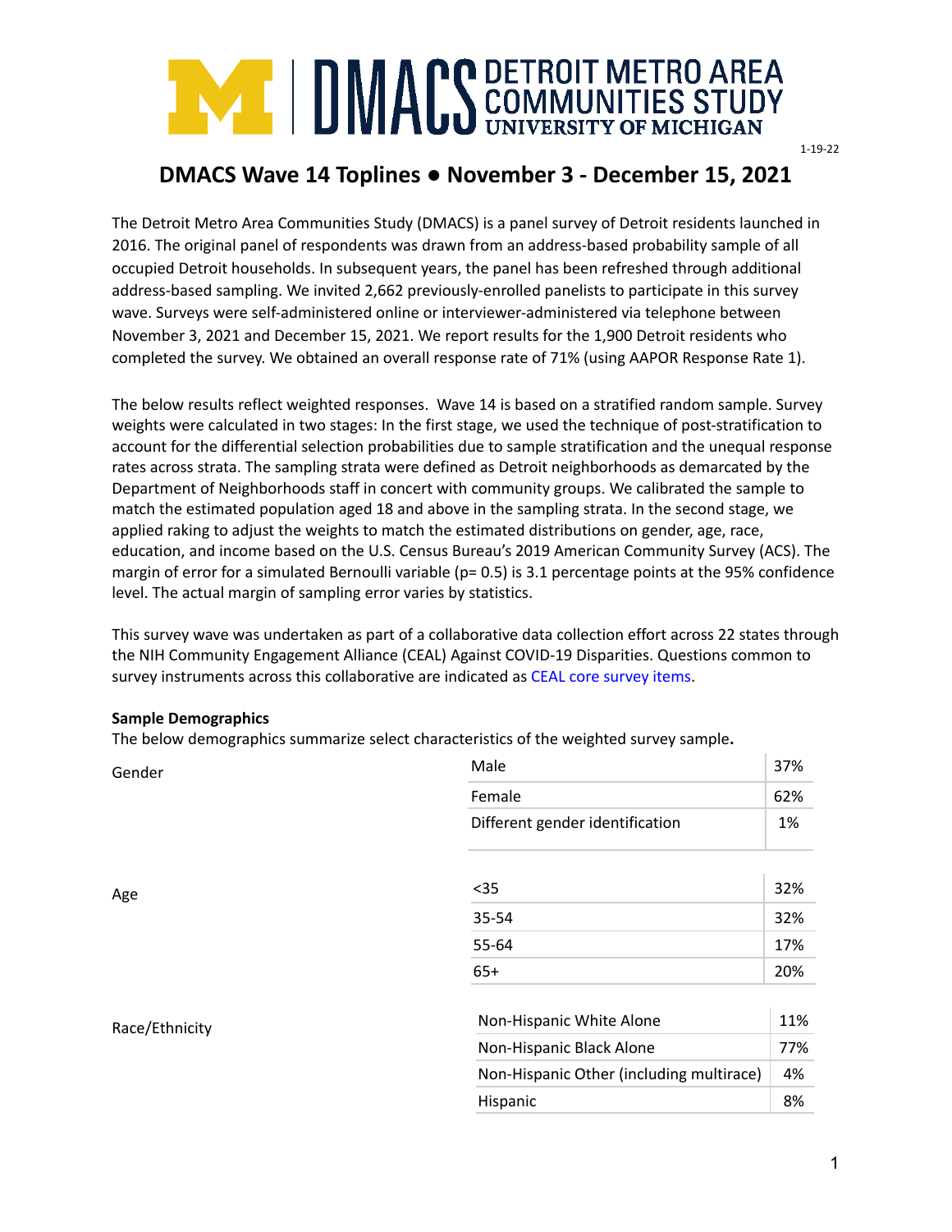# DMACS | DETROIT METRO AREA COMMUNITIES STUDY
UNIVERSITY OF MICHIGAN

1-19-22

## DMACS Wave 14 Toplines ● November 3 - December 15, 2021

The Detroit Metro Area Communities Study (DMACS) is a panel survey of Detroit residents launched in 2016. The original panel of respondents was drawn from an address-based probability sample of all occupied Detroit households. In subsequent years, the panel has been refreshed through additional address-based sampling. We invited 2,662 previously-enrolled panelists to participate in this survey wave. Surveys were self-administered online or interviewer-administered via telephone between November 3, 2021 and December 15, 2021. We report results for the 1,900 Detroit residents who completed the survey. We obtained an overall response rate of 71% (using AAPOR Response Rate 1).

The below results reflect weighted responses. Wave 14 is based on a stratified random sample. Survey weights were calculated in two stages: In the first stage, we used the technique of post-stratification to account for the differential selection probabilities due to sample stratification and the unequal response rates across strata. The sampling strata were defined as Detroit neighborhoods as demarcated by the Department of Neighborhoods staff in concert with community groups. We calibrated the sample to match the estimated population aged 18 and above in the sampling strata. In the second stage, we applied raking to adjust the weights to match the estimated distributions on gender, age, race, education, and income based on the U.S. Census Bureau's 2019 American Community Survey (ACS). The margin of error for a simulated Bernoulli variable (p= 0.5) is 3.1 percentage points at the 95% confidence level. The actual margin of sampling error varies by statistics.

This survey wave was undertaken as part of a collaborative data collection effort across 22 states through the NIH Community Engagement Alliance (CEAL) Against COVID-19 Disparities. Questions common to survey instruments across this collaborative are indicated as CEAL core survey items.

**Sample Demographics**

The below demographics summarize select characteristics of the weighted survey sample**.**

| | | |
|---|---|---|
| Gender | Male | 37% |
| | Female | 62% |
| | Different gender identification | 1% |
| Age | <35 | 32% |
| | 35-54 | 32% |
| | 55-64 | 17% |
| | 65+ | 20% |
| Race/Ethnicity | Non-Hispanic White Alone | 11% |
| | Non-Hispanic Black Alone | 77% |
| | Non-Hispanic Other (including multirace) | 4% |
| | Hispanic | 8% |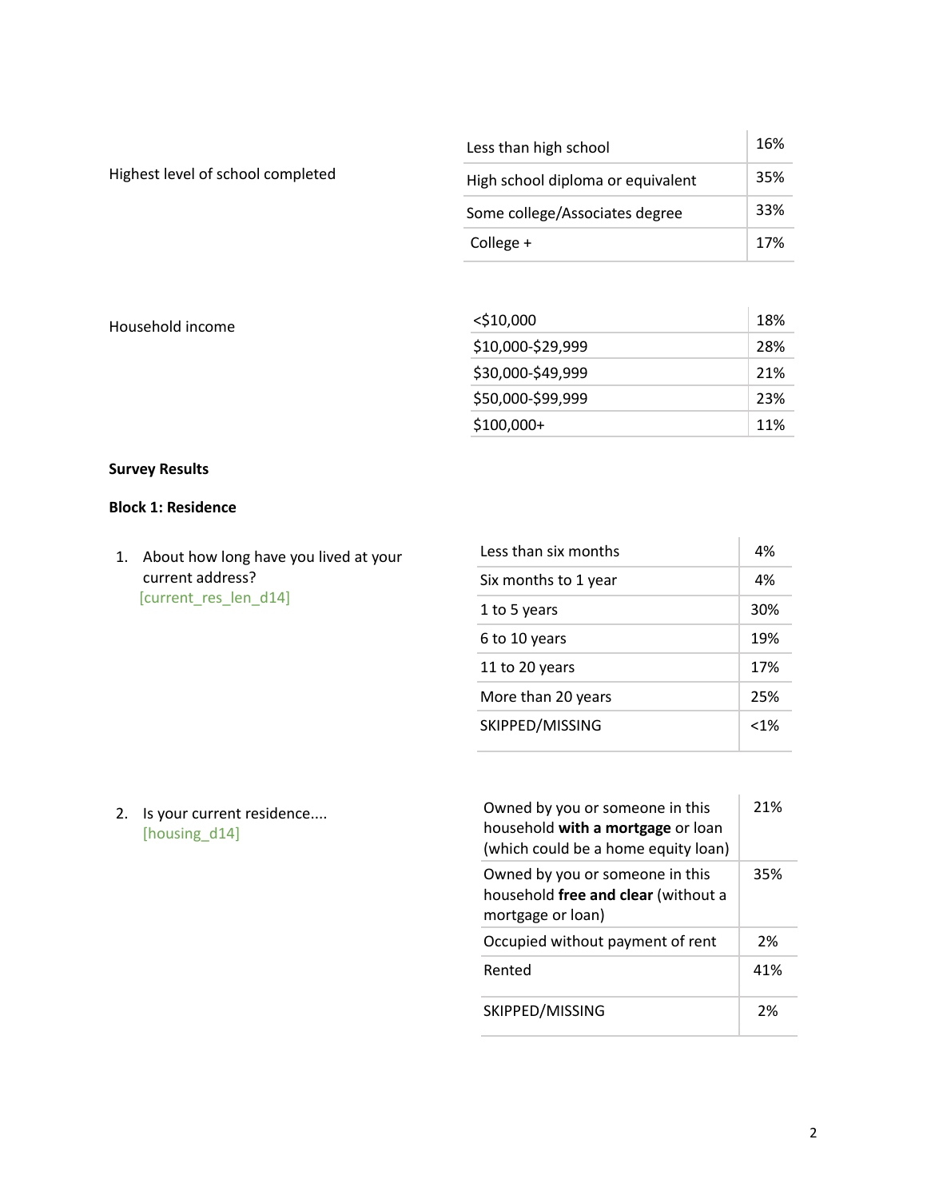| Highest level of school completed | | |
|---|---|---|
| | Less than high school | 16% |
| | High school diploma or equivalent | 35% |
| | Some college/Associates degree | 33% |
| | College + | 17% |

| Household income | | |
|---|---|---|
| | <$10,000 | 18% |
| | $10,000-$29,999 | 28% |
| | $30,000-$49,999 | 21% |
| | $50,000-$99,999 | 23% |
| | $100,000+ | 11% |

**Survey Results**

**Block 1: Residence**

1. About how long have you lived at your current address? [current_res_len_d14]

| Response | % |
|---|---|
| Less than six months | 4% |
| Six months to 1 year | 4% |
| 1 to 5 years | 30% |
| 6 to 10 years | 19% |
| 11 to 20 years | 17% |
| More than 20 years | 25% |
| SKIPPED/MISSING | <1% |

2. Is your current residence.... [housing_d14]

| Response | % |
|---|---|
| Owned by you or someone in this household **with a mortgage** or loan (which could be a home equity loan) | 21% |
| Owned by you or someone in this household **free and clear** (without a mortgage or loan) | 35% |
| Occupied without payment of rent | 2% |
| Rented | 41% |
| SKIPPED/MISSING | 2% |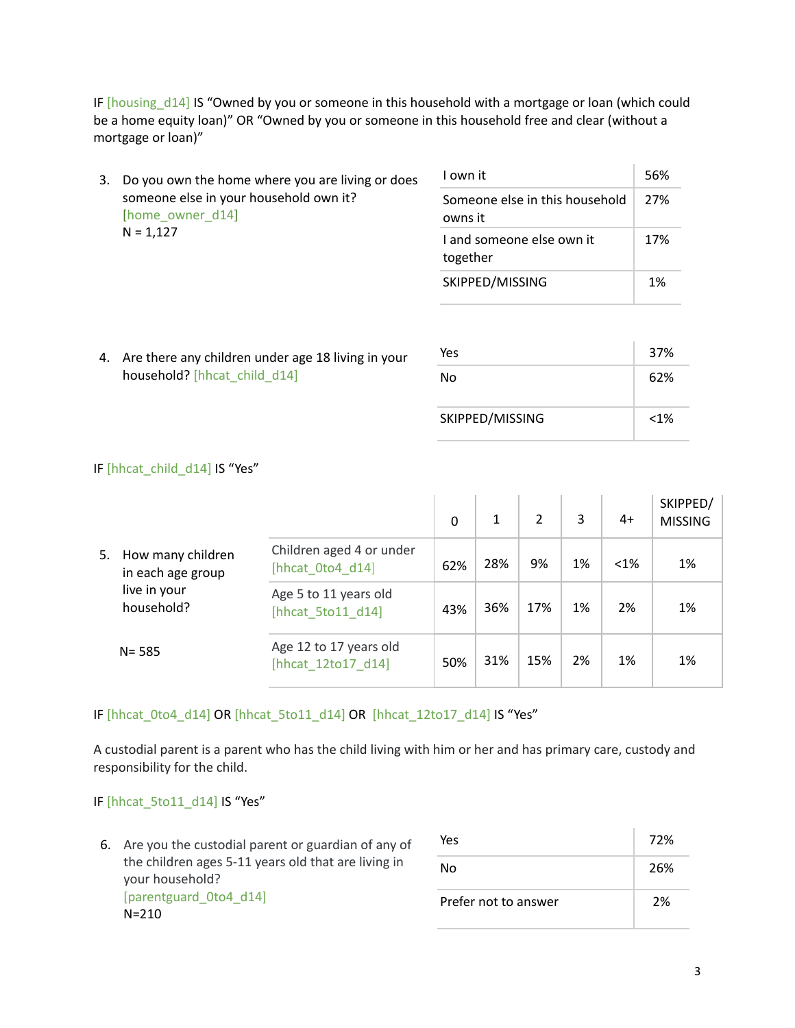IF [housing_d14] IS "Owned by you or someone in this household with a mortgage or loan (which could be a home equity loan)" OR "Owned by you or someone in this household free and clear (without a mortgage or loan)"

3. Do you own the home where you are living or does someone else in your household own it? [home_owner_d14]
   N = 1,127

| | |
|---|---|
| I own it | 56% |
| Someone else in this household owns it | 27% |
| I and someone else own it together | 17% |
| SKIPPED/MISSING | 1% |

4. Are there any children under age 18 living in your household? [hhcat_child_d14]

| | |
|---|---|
| Yes | 37% |
| No | 62% |
| SKIPPED/MISSING | <1% |

IF [hhcat_child_d14] IS "Yes"

5. How many children in each age group live in your household?
   N= 585

| | 0 | 1 | 2 | 3 | 4+ | SKIPPED/ MISSING |
|---|---|---|---|---|---|---|
| Children aged 4 or under [hhcat_0to4_d14] | 62% | 28% | 9% | 1% | <1% | 1% |
| Age 5 to 11 years old [hhcat_5to11_d14] | 43% | 36% | 17% | 1% | 2% | 1% |
| Age 12 to 17 years old [hhcat_12to17_d14] | 50% | 31% | 15% | 2% | 1% | 1% |

IF [hhcat_0to4_d14] OR [hhcat_5to11_d14] OR [hhcat_12to17_d14] IS "Yes"

A custodial parent is a parent who has the child living with him or her and has primary care, custody and responsibility for the child.

IF [hhcat_5to11_d14] IS "Yes"

6. Are you the custodial parent or guardian of any of the children ages 5-11 years old that are living in your household? [parentguard_0to4_d14]
   N=210

| | |
|---|---|
| Yes | 72% |
| No | 26% |
| Prefer not to answer | 2% |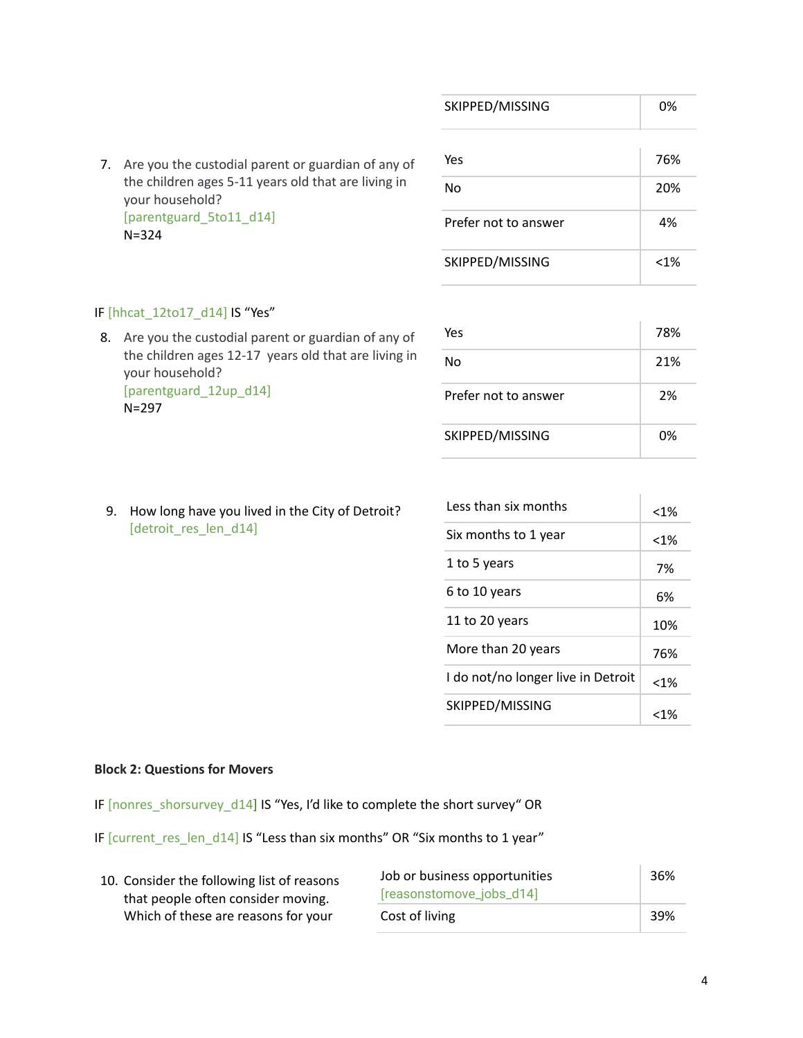| | |
|---|---|
| SKIPPED/MISSING | 0% |

7. Are you the custodial parent or guardian of any of the children ages 5-11 years old that are living in your household?
[parentguard_5to11_d14]
N=324

| | |
|---|---|
| Yes | 76% |
| No | 20% |
| Prefer not to answer | 4% |
| SKIPPED/MISSING | <1% |

IF [hhcat_12to17_d14] IS "Yes"

8. Are you the custodial parent or guardian of any of the children ages 12-17 years old that are living in your household?
[parentguard_12up_d14]
N=297

| | |
|---|---|
| Yes | 78% |
| No | 21% |
| Prefer not to answer | 2% |
| SKIPPED/MISSING | 0% |

9. How long have you lived in the City of Detroit?
[detroit_res_len_d14]

| | |
|---|---|
| Less than six months | <1% |
| Six months to 1 year | <1% |
| 1 to 5 years | 7% |
| 6 to 10 years | 6% |
| 11 to 20 years | 10% |
| More than 20 years | 76% |
| I do not/no longer live in Detroit | <1% |
| SKIPPED/MISSING | <1% |

**Block 2: Questions for Movers**

IF [nonres_shorsurvey_d14] IS "Yes, I'd like to complete the short survey" OR

IF [current_res_len_d14] IS "Less than six months" OR "Six months to 1 year"

10. Consider the following list of reasons that people often consider moving. Which of these are reasons for your

| | |
|---|---|
| Job or business opportunities [reasonstomove_jobs_d14] | 36% |
| Cost of living | 39% |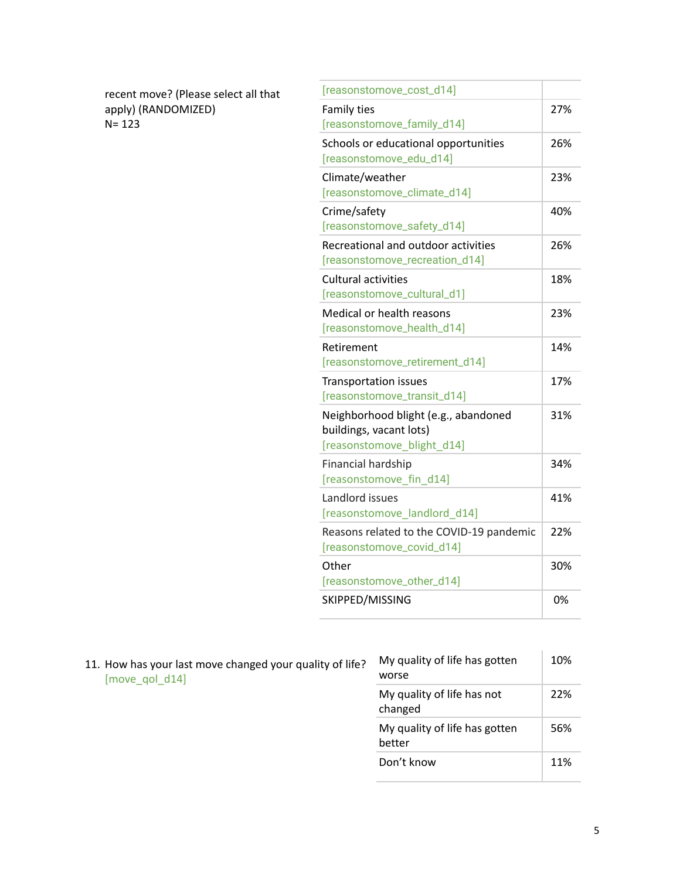| recent move? (Please select all that apply) (RANDOMIZED) N= 123 | [reasonstomove_cost_d14] | |
|---|---|---|
| | Family ties [reasonstomove_family_d14] | 27% |
| | Schools or educational opportunities [reasonstomove_edu_d14] | 26% |
| | Climate/weather [reasonstomove_climate_d14] | 23% |
| | Crime/safety [reasonstomove_safety_d14] | 40% |
| | Recreational and outdoor activities [reasonstomove_recreation_d14] | 26% |
| | Cultural activities [reasonstomove_cultural_d1] | 18% |
| | Medical or health reasons [reasonstomove_health_d14] | 23% |
| | Retirement [reasonstomove_retirement_d14] | 14% |
| | Transportation issues [reasonstomove_transit_d14] | 17% |
| | Neighborhood blight (e.g., abandoned buildings, vacant lots) [reasonstomove_blight_d14] | 31% |
| | Financial hardship [reasonstomove_fin_d14] | 34% |
| | Landlord issues [reasonstomove_landlord_d14] | 41% |
| | Reasons related to the COVID-19 pandemic [reasonstomove_covid_d14] | 22% |
| | Other [reasonstomove_other_d14] | 30% |
| | SKIPPED/MISSING | 0% |

| 11. How has your last move changed your quality of life? [move_qol_d14] | My quality of life has gotten worse | 10% |
|---|---|---|
| | My quality of life has not changed | 22% |
| | My quality of life has gotten better | 56% |
| | Don't know | 11% |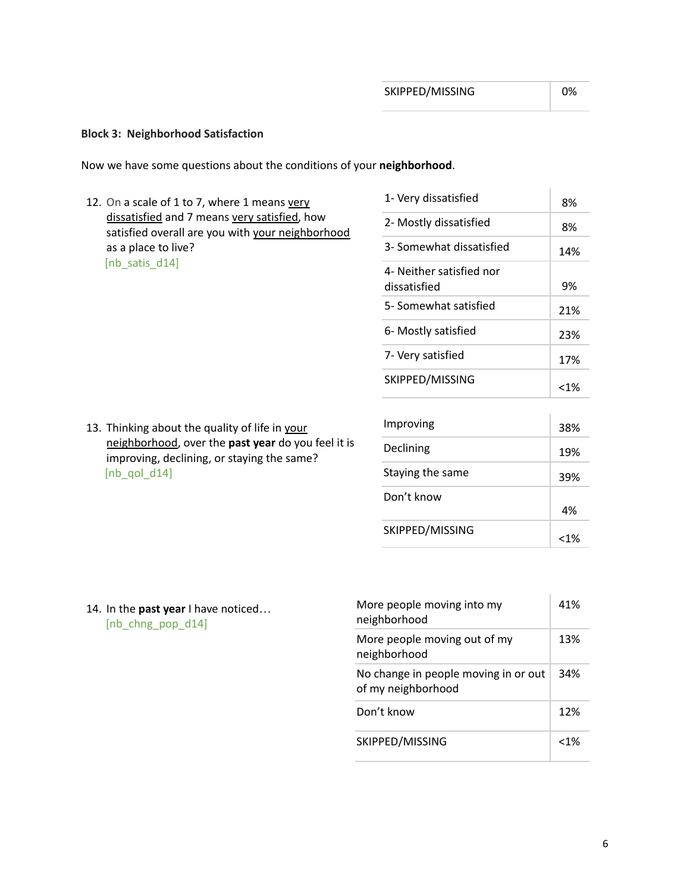| SKIPPED/MISSING | 0% |
|---|---|

**Block 3: Neighborhood Satisfaction**

Now we have some questions about the conditions of your **neighborhood**.

12. On a scale of 1 to 7, where 1 means very dissatisfied and 7 means very satisfied, how satisfied overall are you with your neighborhood as a place to live?
[nb_satis_d14]

| Response | % |
|---|---|
| 1- Very dissatisfied | 8% |
| 2- Mostly dissatisfied | 8% |
| 3- Somewhat dissatisfied | 14% |
| 4- Neither satisfied nor dissatisfied | 9% |
| 5- Somewhat satisfied | 21% |
| 6- Mostly satisfied | 23% |
| 7- Very satisfied | 17% |
| SKIPPED/MISSING | <1% |

13. Thinking about the quality of life in your neighborhood, over the **past year** do you feel it is improving, declining, or staying the same?
[nb_qol_d14]

| Response | % |
|---|---|
| Improving | 38% |
| Declining | 19% |
| Staying the same | 39% |
| Don't know | 4% |
| SKIPPED/MISSING | <1% |

14. In the **past year** I have noticed…
[nb_chng_pop_d14]

| Response | % |
|---|---|
| More people moving into my neighborhood | 41% |
| More people moving out of my neighborhood | 13% |
| No change in people moving in or out of my neighborhood | 34% |
| Don't know | 12% |
| SKIPPED/MISSING | <1% |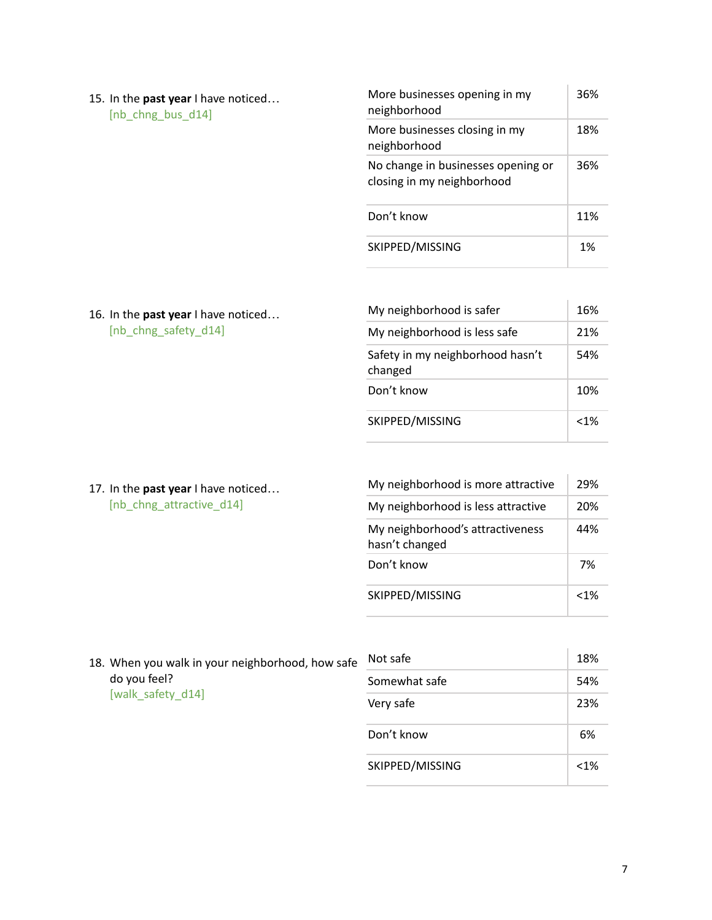15. In the **past year** I have noticed…
[nb_chng_bus_d14]

| | |
|---|---|
| More businesses opening in my neighborhood | 36% |
| More businesses closing in my neighborhood | 18% |
| No change in businesses opening or closing in my neighborhood | 36% |
| Don't know | 11% |
| SKIPPED/MISSING | 1% |

16. In the **past year** I have noticed…
[nb_chng_safety_d14]

| | |
|---|---|
| My neighborhood is safer | 16% |
| My neighborhood is less safe | 21% |
| Safety in my neighborhood hasn't changed | 54% |
| Don't know | 10% |
| SKIPPED/MISSING | <1% |

17. In the **past year** I have noticed…
[nb_chng_attractive_d14]

| | |
|---|---|
| My neighborhood is more attractive | 29% |
| My neighborhood is less attractive | 20% |
| My neighborhood's attractiveness hasn't changed | 44% |
| Don't know | 7% |
| SKIPPED/MISSING | <1% |

18. When you walk in your neighborhood, how safe do you feel?
[walk_safety_d14]

| | |
|---|---|
| Not safe | 18% |
| Somewhat safe | 54% |
| Very safe | 23% |
| Don't know | 6% |
| SKIPPED/MISSING | <1% |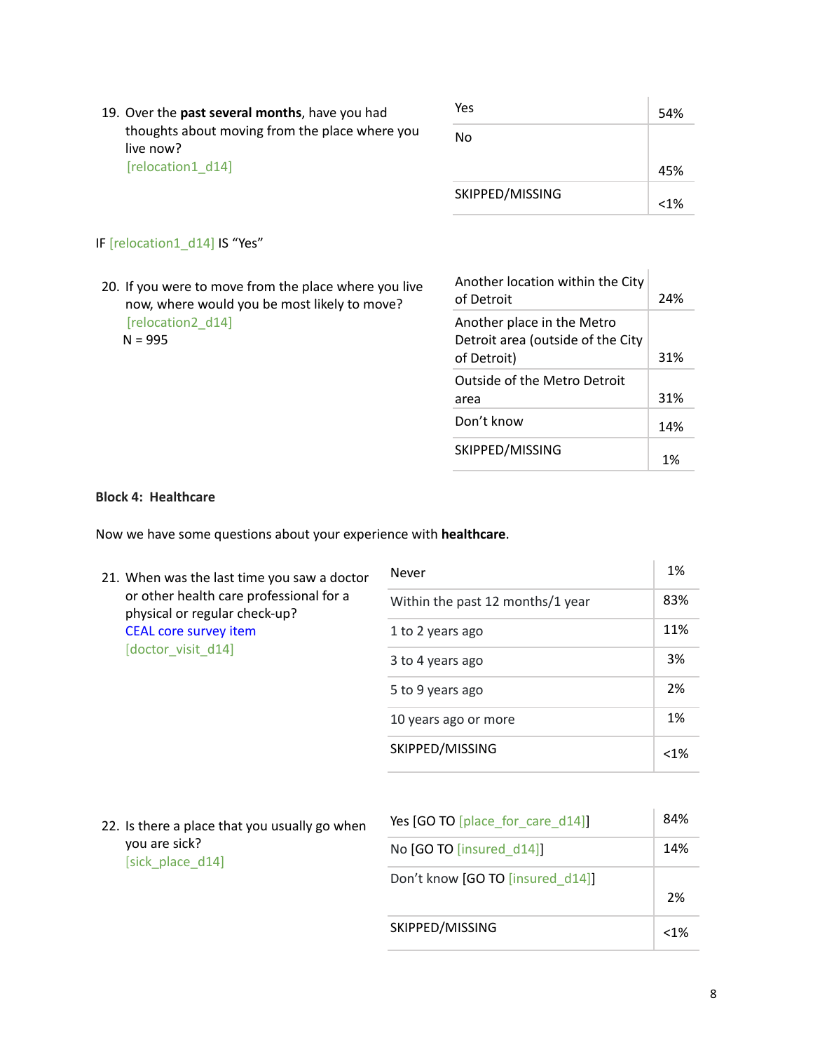19. Over the **past several months**, have you had thoughts about moving from the place where you live now?
   [relocation1_d14]

| | |
|---|---|
| Yes | 54% |
| No | 45% |
| SKIPPED/MISSING | <1% |

IF [relocation1_d14] IS "Yes"

20. If you were to move from the place where you live now, where would you be most likely to move?
   [relocation2_d14]
   N = 995

| | |
|---|---|
| Another location within the City of Detroit | 24% |
| Another place in the Metro Detroit area (outside of the City of Detroit) | 31% |
| Outside of the Metro Detroit area | 31% |
| Don't know | 14% |
| SKIPPED/MISSING | 1% |

**Block 4: Healthcare**

Now we have some questions about your experience with **healthcare**.

21. When was the last time you saw a doctor or other health care professional for a physical or regular check-up?
   CEAL core survey item
   [doctor_visit_d14]

| | |
|---|---|
| Never | 1% |
| Within the past 12 months/1 year | 83% |
| 1 to 2 years ago | 11% |
| 3 to 4 years ago | 3% |
| 5 to 9 years ago | 2% |
| 10 years ago or more | 1% |
| SKIPPED/MISSING | <1% |

22. Is there a place that you usually go when you are sick?
   [sick_place_d14]

| | |
|---|---|
| Yes [GO TO [place_for_care_d14]] | 84% |
| No [GO TO [insured_d14]] | 14% |
| Don't know [GO TO [insured_d14]] | 2% |
| SKIPPED/MISSING | <1% |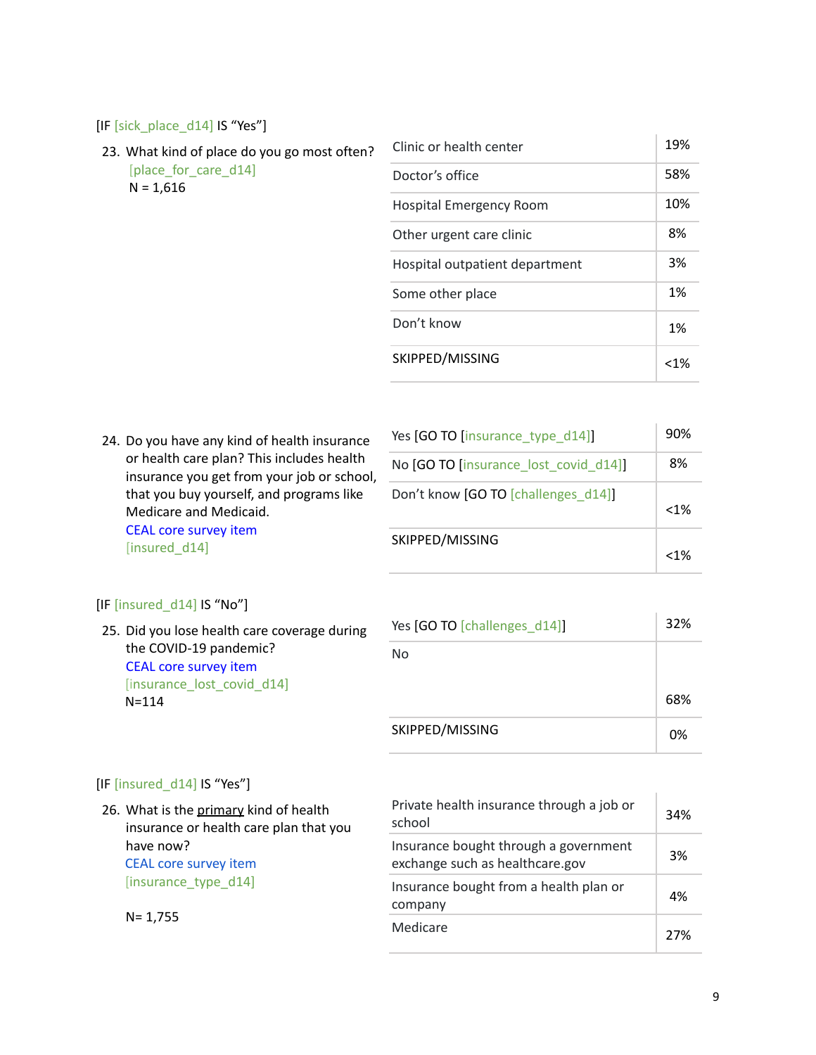[IF [sick_place_d14] IS "Yes"]

23. What kind of place do you go most often?
 [place_for_care_d14]
 N = 1,616

| | |
|---|---|
| Clinic or health center | 19% |
| Doctor's office | 58% |
| Hospital Emergency Room | 10% |
| Other urgent care clinic | 8% |
| Hospital outpatient department | 3% |
| Some other place | 1% |
| Don't know | 1% |
| SKIPPED/MISSING | <1% |

24. Do you have any kind of health insurance or health care plan? This includes health insurance you get from your job or school, that you buy yourself, and programs like Medicare and Medicaid.
 CEAL core survey item
 [insured_d14]

| | |
|---|---|
| Yes [GO TO [insurance_type_d14]] | 90% |
| No [GO TO [insurance_lost_covid_d14]] | 8% |
| Don't know [GO TO [challenges_d14]] | <1% |
| SKIPPED/MISSING | <1% |

[IF [insured_d14] IS "No"]

25. Did you lose health care coverage during the COVID-19 pandemic?
 CEAL core survey item
 [insurance_lost_covid_d14]
 N=114

| | |
|---|---|
| Yes [GO TO [challenges_d14]] | 32% |
| No | 68% |
| SKIPPED/MISSING | 0% |

[IF [insured_d14] IS "Yes"]

26. What is the primary kind of health insurance or health care plan that you have now?
 CEAL core survey item
 [insurance_type_d14]

 N= 1,755

| | |
|---|---|
| Private health insurance through a job or school | 34% |
| Insurance bought through a government exchange such as healthcare.gov | 3% |
| Insurance bought from a health plan or company | 4% |
| Medicare | 27% |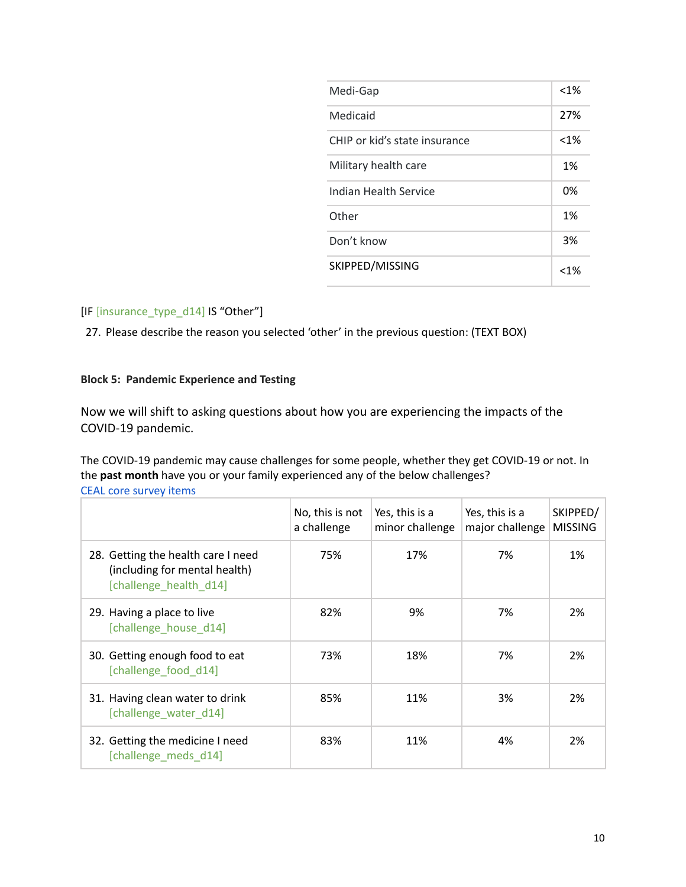| | |
|---|---|
| Medi-Gap | <1% |
| Medicaid | 27% |
| CHIP or kid's state insurance | <1% |
| Military health care | 1% |
| Indian Health Service | 0% |
| Other | 1% |
| Don't know | 3% |
| SKIPPED/MISSING | <1% |

[IF [insurance_type_d14] IS "Other"]

27. Please describe the reason you selected 'other' in the previous question: (TEXT BOX)

**Block 5: Pandemic Experience and Testing**

Now we will shift to asking questions about how you are experiencing the impacts of the COVID-19 pandemic.

The COVID-19 pandemic may cause challenges for some people, whether they get COVID-19 or not. In the **past month** have you or your family experienced any of the below challenges?

CEAL core survey items

| | No, this is not a challenge | Yes, this is a minor challenge | Yes, this is a major challenge | SKIPPED/ MISSING |
|---|---|---|---|---|
| 28. Getting the health care I need (including for mental health) [challenge_health_d14] | 75% | 17% | 7% | 1% |
| 29. Having a place to live [challenge_house_d14] | 82% | 9% | 7% | 2% |
| 30. Getting enough food to eat [challenge_food_d14] | 73% | 18% | 7% | 2% |
| 31. Having clean water to drink [challenge_water_d14] | 85% | 11% | 3% | 2% |
| 32. Getting the medicine I need [challenge_meds_d14] | 83% | 11% | 4% | 2% |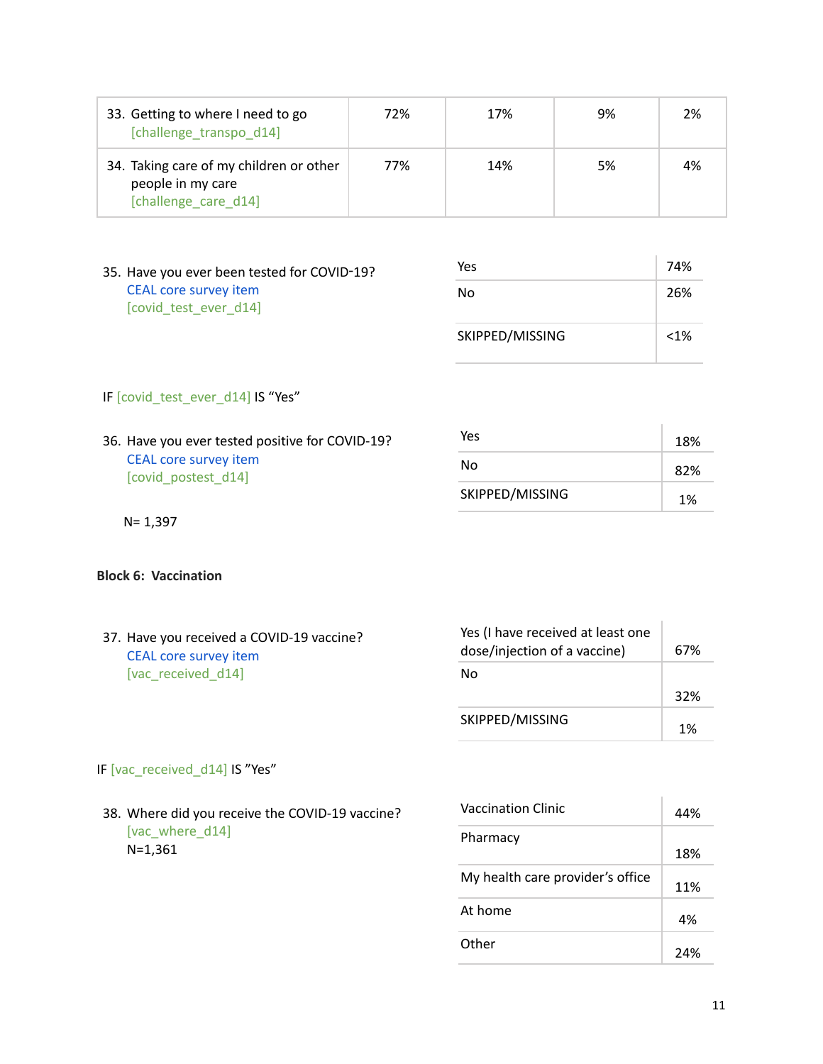| | | | | |
|---|---|---|---|---|
| 33. Getting to where I need to go [challenge_transpo_d14] | 72% | 17% | 9% | 2% |
| 34. Taking care of my children or other people in my care [challenge_care_d14] | 77% | 14% | 5% | 4% |

35. Have you ever been tested for COVID-19?
CEAL core survey item
[covid_test_ever_d14]

| | |
|---|---|
| Yes | 74% |
| No | 26% |
| SKIPPED/MISSING | <1% |

IF [covid_test_ever_d14] IS "Yes"

36. Have you ever tested positive for COVID-19?
CEAL core survey item
[covid_postest_d14]

N= 1,397

| | |
|---|---|
| Yes | 18% |
| No | 82% |
| SKIPPED/MISSING | 1% |

**Block 6: Vaccination**

37. Have you received a COVID-19 vaccine?
CEAL core survey item
[vac_received_d14]

| | |
|---|---|
| Yes (I have received at least one dose/injection of a vaccine) | 67% |
| No | 32% |
| SKIPPED/MISSING | 1% |

IF [vac_received_d14] IS "Yes"

38. Where did you receive the COVID-19 vaccine?
[vac_where_d14]
N=1,361

| | |
|---|---|
| Vaccination Clinic | 44% |
| Pharmacy | 18% |
| My health care provider's office | 11% |
| At home | 4% |
| Other | 24% |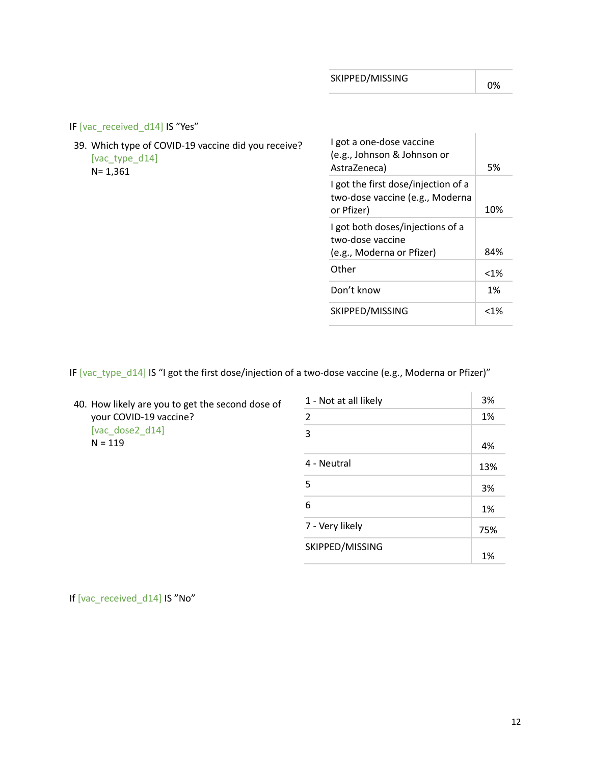| SKIPPED/MISSING | 0% |
|---|---|

IF [vac_received_d14] IS "Yes"

39. Which type of COVID-19 vaccine did you receive?
[vac_type_d14]
N= 1,361

| Response | % |
|---|---|
| I got a one-dose vaccine (e.g., Johnson & Johnson or AstraZeneca) | 5% |
| I got the first dose/injection of a two-dose vaccine (e.g., Moderna or Pfizer) | 10% |
| I got both doses/injections of a two-dose vaccine (e.g., Moderna or Pfizer) | 84% |
| Other | <1% |
| Don't know | 1% |
| SKIPPED/MISSING | <1% |

IF [vac_type_d14] IS "I got the first dose/injection of a two-dose vaccine (e.g., Moderna or Pfizer)"

40. How likely are you to get the second dose of your COVID-19 vaccine?
[vac_dose2_d14]
N = 119

| Response | % |
|---|---|
| 1 - Not at all likely | 3% |
| 2 | 1% |
| 3 | 4% |
| 4 - Neutral | 13% |
| 5 | 3% |
| 6 | 1% |
| 7 - Very likely | 75% |
| SKIPPED/MISSING | 1% |

If [vac_received_d14] IS "No"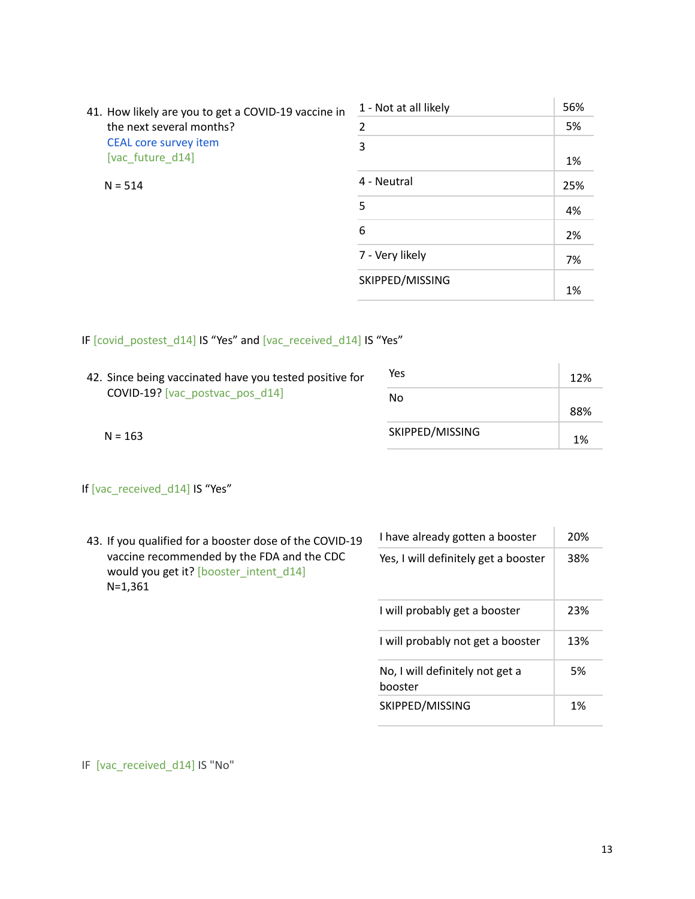41. How likely are you to get a COVID-19 vaccine in the next several months?
    CEAL core survey item
    [vac_future_d14]

    N = 514

| | |
|---|---|
| 1 - Not at all likely | 56% |
| 2 | 5% |
| 3 | 1% |
| 4 - Neutral | 25% |
| 5 | 4% |
| 6 | 2% |
| 7 - Very likely | 7% |
| SKIPPED/MISSING | 1% |

IF [covid_postest_d14] IS "Yes" and [vac_received_d14] IS "Yes"

42. Since being vaccinated have you tested positive for COVID-19? [vac_postvac_pos_d14]

    N = 163

| | |
|---|---|
| Yes | 12% |
| No | 88% |
| SKIPPED/MISSING | 1% |

If [vac_received_d14] IS "Yes"

43. If you qualified for a booster dose of the COVID-19 vaccine recommended by the FDA and the CDC would you get it? [booster_intent_d14]
    N=1,361

| | |
|---|---|
| I have already gotten a booster | 20% |
| Yes, I will definitely get a booster | 38% |
| I will probably get a booster | 23% |
| I will probably not get a booster | 13% |
| No, I will definitely not get a booster | 5% |
| SKIPPED/MISSING | 1% |

IF [vac_received_d14] IS "No"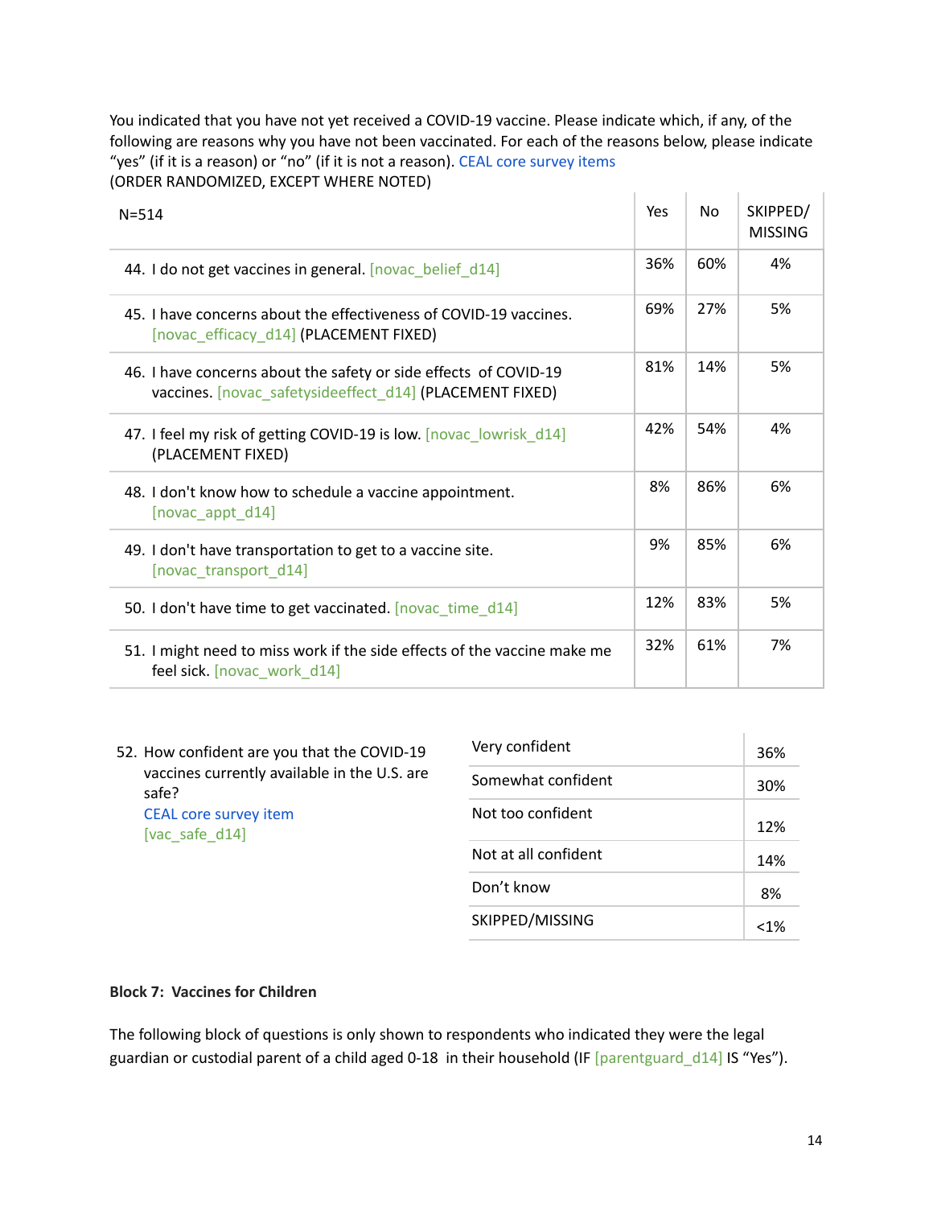You indicated that you have not yet received a COVID-19 vaccine. Please indicate which, if any, of the following are reasons why you have not been vaccinated. For each of the reasons below, please indicate "yes" (if it is a reason) or "no" (if it is not a reason). CEAL core survey items
(ORDER RANDOMIZED, EXCEPT WHERE NOTED)

| N=514 | Yes | No | SKIPPED/ MISSING |
|---|---|---|---|
| 44. I do not get vaccines in general. [novac_belief_d14] | 36% | 60% | 4% |
| 45. I have concerns about the effectiveness of COVID-19 vaccines. [novac_efficacy_d14] (PLACEMENT FIXED) | 69% | 27% | 5% |
| 46. I have concerns about the safety or side effects of COVID-19 vaccines. [novac_safetysideeffect_d14] (PLACEMENT FIXED) | 81% | 14% | 5% |
| 47. I feel my risk of getting COVID-19 is low. [novac_lowrisk_d14] (PLACEMENT FIXED) | 42% | 54% | 4% |
| 48. I don't know how to schedule a vaccine appointment. [novac_appt_d14] | 8% | 86% | 6% |
| 49. I don't have transportation to get to a vaccine site. [novac_transport_d14] | 9% | 85% | 6% |
| 50. I don't have time to get vaccinated. [novac_time_d14] | 12% | 83% | 5% |
| 51. I might need to miss work if the side effects of the vaccine make me feel sick. [novac_work_d14] | 32% | 61% | 7% |

52. How confident are you that the COVID-19 vaccines currently available in the U.S. are safe?
CEAL core survey item
[vac_safe_d14]

| Response | % |
|---|---|
| Very confident | 36% |
| Somewhat confident | 30% |
| Not too confident | 12% |
| Not at all confident | 14% |
| Don't know | 8% |
| SKIPPED/MISSING | <1% |

**Block 7: Vaccines for Children**

The following block of questions is only shown to respondents who indicated they were the legal guardian or custodial parent of a child aged 0-18 in their household (IF [parentguard_d14] IS "Yes").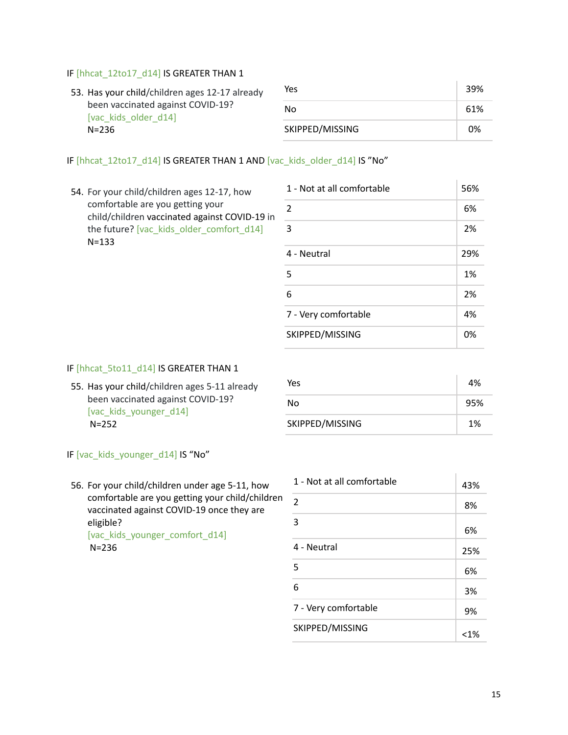IF [hhcat_12to17_d14] IS GREATER THAN 1

53. Has your child/children ages 12-17 already been vaccinated against COVID-19? [vac_kids_older_d14]
N=236

| | |
|---|---|
| Yes | 39% |
| No | 61% |
| SKIPPED/MISSING | 0% |

IF [hhcat_12to17_d14] IS GREATER THAN 1 AND [vac_kids_older_d14] IS "No"

54. For your child/children ages 12-17, how comfortable are you getting your child/children vaccinated against COVID-19 in the future? [vac_kids_older_comfort_d14]
N=133

| | |
|---|---|
| 1 - Not at all comfortable | 56% |
| 2 | 6% |
| 3 | 2% |
| 4 - Neutral | 29% |
| 5 | 1% |
| 6 | 2% |
| 7 - Very comfortable | 4% |
| SKIPPED/MISSING | 0% |

IF [hhcat_5to11_d14] IS GREATER THAN 1

55. Has your child/children ages 5-11 already been vaccinated against COVID-19? [vac_kids_younger_d14]
N=252

| | |
|---|---|
| Yes | 4% |
| No | 95% |
| SKIPPED/MISSING | 1% |

IF [vac_kids_younger_d14] IS "No"

56. For your child/children under age 5-11, how comfortable are you getting your child/children vaccinated against COVID-19 once they are eligible? [vac_kids_younger_comfort_d14]
N=236

| | |
|---|---|
| 1 - Not at all comfortable | 43% |
| 2 | 8% |
| 3 | 6% |
| 4 - Neutral | 25% |
| 5 | 6% |
| 6 | 3% |
| 7 - Very comfortable | 9% |
| SKIPPED/MISSING | <1% |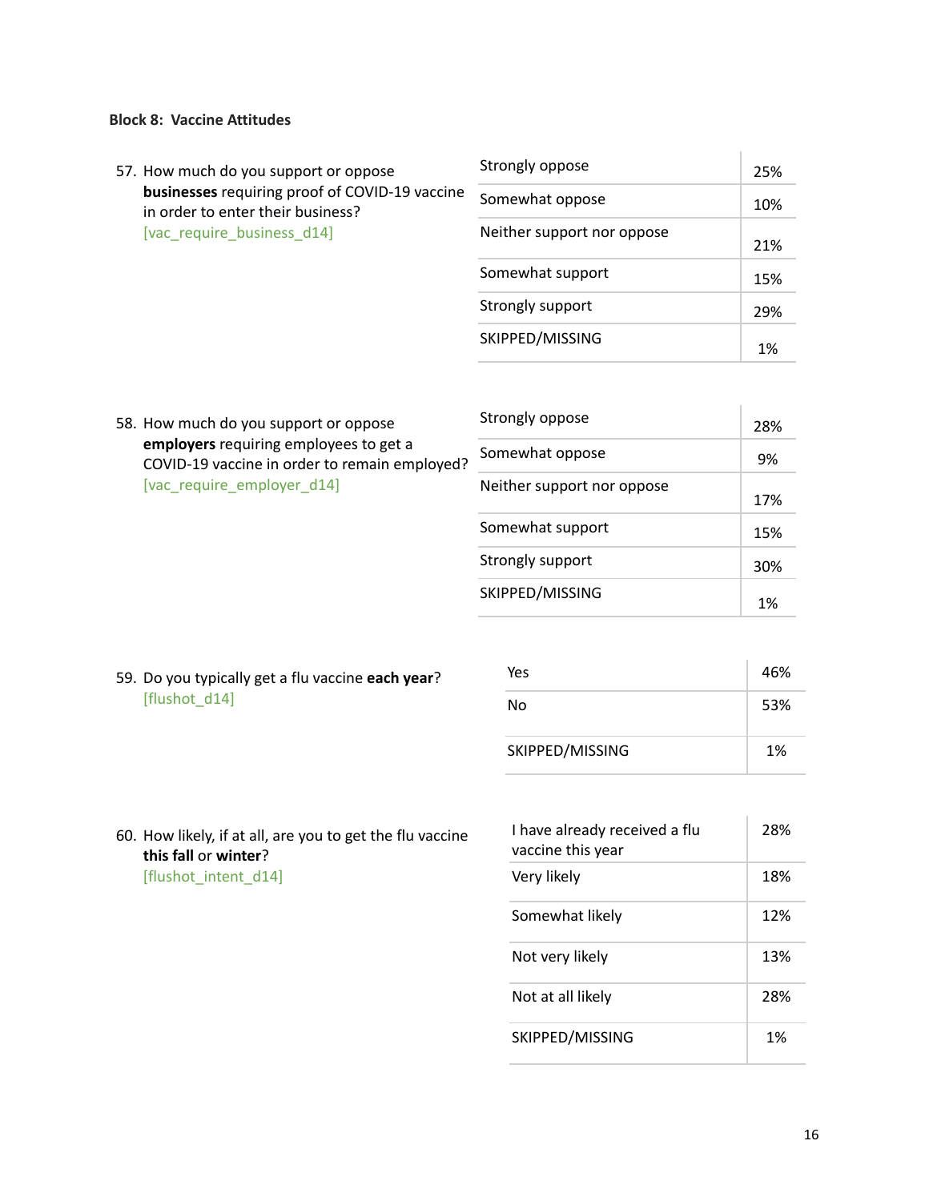**Block 8: Vaccine Attitudes**

57. How much do you support or oppose **businesses** requiring proof of COVID-19 vaccine in order to enter their business?
[vac_require_business_d14]

| | |
|---|---|
| Strongly oppose | 25% |
| Somewhat oppose | 10% |
| Neither support nor oppose | 21% |
| Somewhat support | 15% |
| Strongly support | 29% |
| SKIPPED/MISSING | 1% |

58. How much do you support or oppose **employers** requiring employees to get a COVID-19 vaccine in order to remain employed?
[vac_require_employer_d14]

| | |
|---|---|
| Strongly oppose | 28% |
| Somewhat oppose | 9% |
| Neither support nor oppose | 17% |
| Somewhat support | 15% |
| Strongly support | 30% |
| SKIPPED/MISSING | 1% |

59. Do you typically get a flu vaccine **each year**?
[flushot_d14]

| | |
|---|---|
| Yes | 46% |
| No | 53% |
| SKIPPED/MISSING | 1% |

60. How likely, if at all, are you to get the flu vaccine **this fall** or **winter**?
[flushot_intent_d14]

| | |
|---|---|
| I have already received a flu vaccine this year | 28% |
| Very likely | 18% |
| Somewhat likely | 12% |
| Not very likely | 13% |
| Not at all likely | 28% |
| SKIPPED/MISSING | 1% |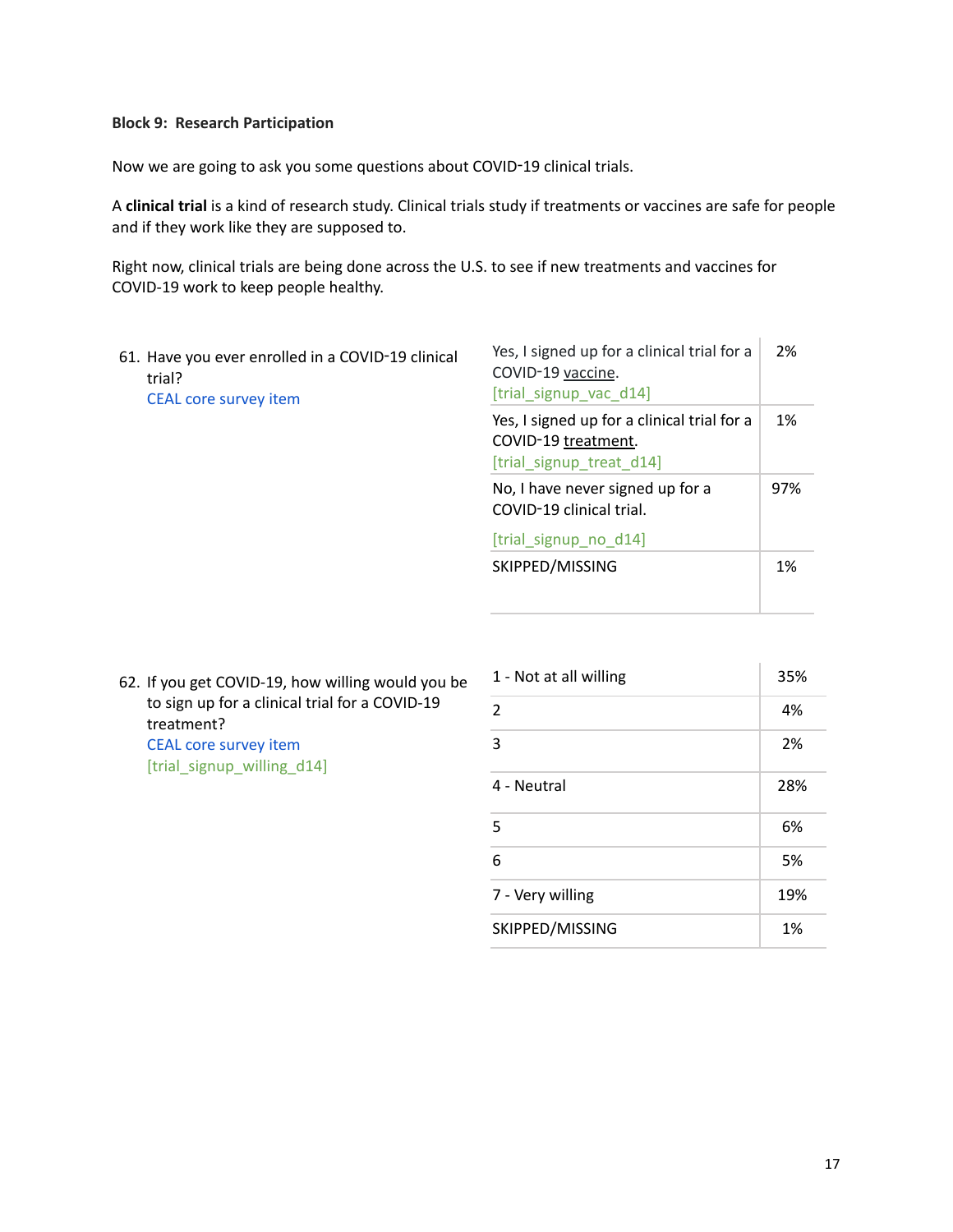**Block 9: Research Participation**

Now we are going to ask you some questions about COVID-19 clinical trials.

A **clinical trial** is a kind of research study. Clinical trials study if treatments or vaccines are safe for people and if they work like they are supposed to.

Right now, clinical trials are being done across the U.S. to see if new treatments and vaccines for COVID-19 work to keep people healthy.

61. Have you ever enrolled in a COVID-19 clinical trial?
    CEAL core survey item

| Response | % |
|---|---|
| Yes, I signed up for a clinical trial for a COVID-19 vaccine. [trial_signup_vac_d14] | 2% |
| Yes, I signed up for a clinical trial for a COVID-19 treatment. [trial_signup_treat_d14] | 1% |
| No, I have never signed up for a COVID-19 clinical trial. [trial_signup_no_d14] | 97% |
| SKIPPED/MISSING | 1% |

62. If you get COVID-19, how willing would you be to sign up for a clinical trial for a COVID-19 treatment?
    CEAL core survey item
    [trial_signup_willing_d14]

| Response | % |
|---|---|
| 1 - Not at all willing | 35% |
| 2 | 4% |
| 3 | 2% |
| 4 - Neutral | 28% |
| 5 | 6% |
| 6 | 5% |
| 7 - Very willing | 19% |
| SKIPPED/MISSING | 1% |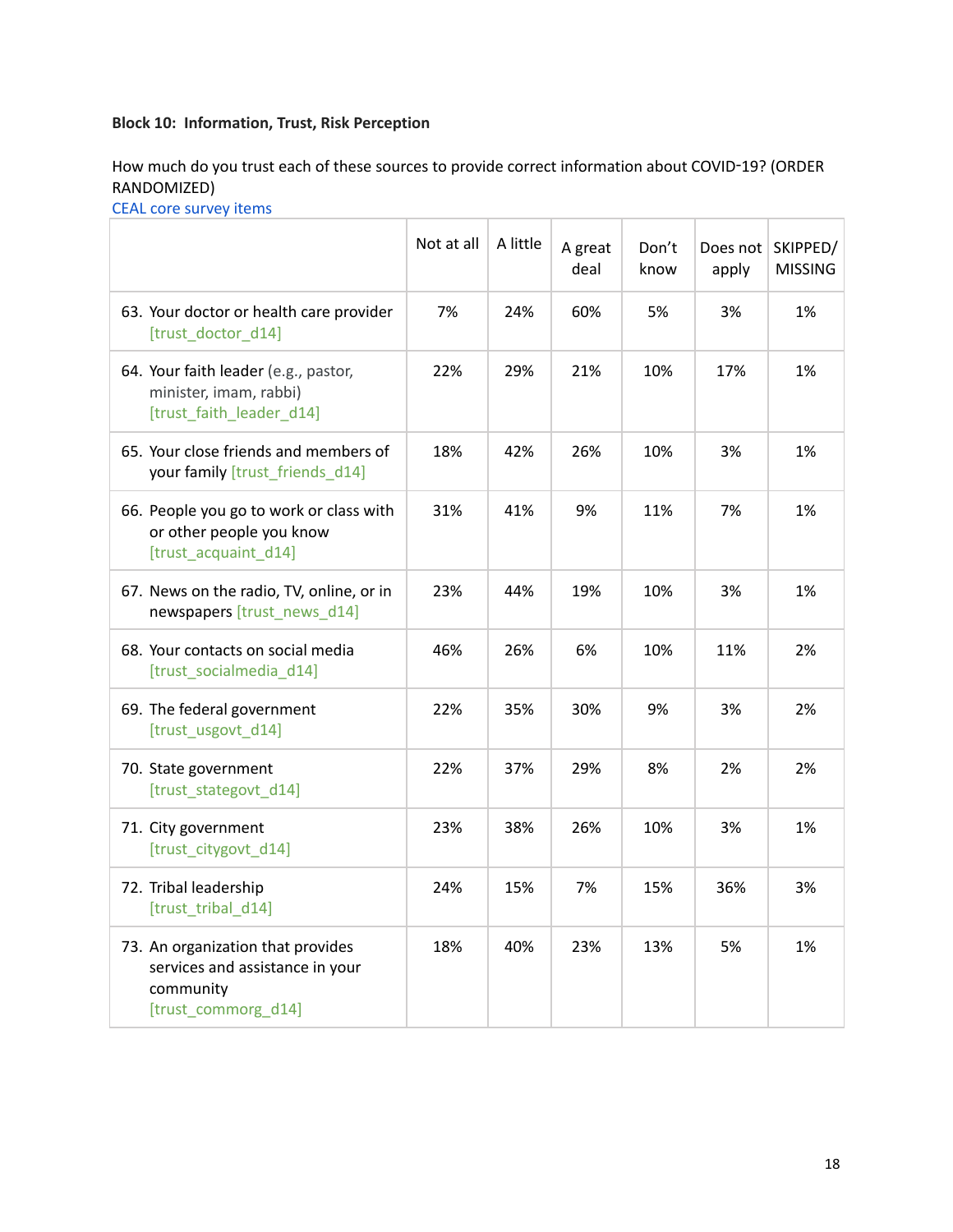**Block 10: Information, Trust, Risk Perception**

How much do you trust each of these sources to provide correct information about COVID-19? (ORDER RANDOMIZED)
CEAL core survey items

| | Not at all | A little | A great deal | Don't know | Does not apply | SKIPPED/ MISSING |
|---|---|---|---|---|---|---|
| 63. Your doctor or health care provider [trust_doctor_d14] | 7% | 24% | 60% | 5% | 3% | 1% |
| 64. Your faith leader (e.g., pastor, minister, imam, rabbi) [trust_faith_leader_d14] | 22% | 29% | 21% | 10% | 17% | 1% |
| 65. Your close friends and members of your family [trust_friends_d14] | 18% | 42% | 26% | 10% | 3% | 1% |
| 66. People you go to work or class with or other people you know [trust_acquaint_d14] | 31% | 41% | 9% | 11% | 7% | 1% |
| 67. News on the radio, TV, online, or in newspapers [trust_news_d14] | 23% | 44% | 19% | 10% | 3% | 1% |
| 68. Your contacts on social media [trust_socialmedia_d14] | 46% | 26% | 6% | 10% | 11% | 2% |
| 69. The federal government [trust_usgovt_d14] | 22% | 35% | 30% | 9% | 3% | 2% |
| 70. State government [trust_stategovt_d14] | 22% | 37% | 29% | 8% | 2% | 2% |
| 71. City government [trust_citygovt_d14] | 23% | 38% | 26% | 10% | 3% | 1% |
| 72. Tribal leadership [trust_tribal_d14] | 24% | 15% | 7% | 15% | 36% | 3% |
| 73. An organization that provides services and assistance in your community [trust_commorg_d14] | 18% | 40% | 23% | 13% | 5% | 1% |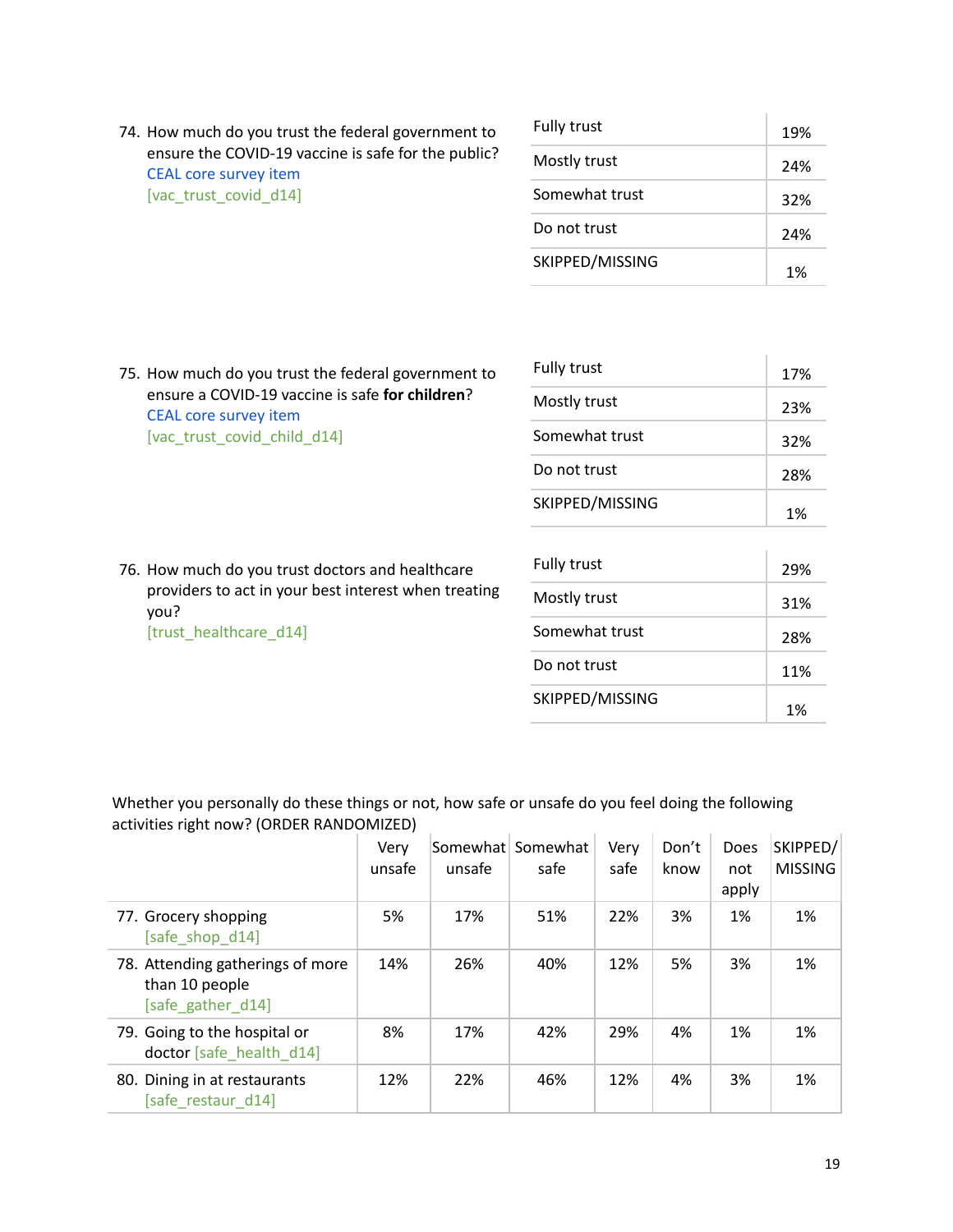74. How much do you trust the federal government to ensure the COVID-19 vaccine is safe for the public?
CEAL core survey item
[vac_trust_covid_d14]

| | |
|---|---|
| Fully trust | 19% |
| Mostly trust | 24% |
| Somewhat trust | 32% |
| Do not trust | 24% |
| SKIPPED/MISSING | 1% |

75. How much do you trust the federal government to ensure a COVID-19 vaccine is safe **for children**?
CEAL core survey item
[vac_trust_covid_child_d14]

| | |
|---|---|
| Fully trust | 17% |
| Mostly trust | 23% |
| Somewhat trust | 32% |
| Do not trust | 28% |
| SKIPPED/MISSING | 1% |

76. How much do you trust doctors and healthcare providers to act in your best interest when treating you?
[trust_healthcare_d14]

| | |
|---|---|
| Fully trust | 29% |
| Mostly trust | 31% |
| Somewhat trust | 28% |
| Do not trust | 11% |
| SKIPPED/MISSING | 1% |

Whether you personally do these things or not, how safe or unsafe do you feel doing the following activities right now? (ORDER RANDOMIZED)

| | Very unsafe | Somewhat unsafe | Somewhat safe | Very safe | Don't know | Does not apply | SKIPPED/ MISSING |
|---|---|---|---|---|---|---|---|
| 77. Grocery shopping [safe_shop_d14] | 5% | 17% | 51% | 22% | 3% | 1% | 1% |
| 78. Attending gatherings of more than 10 people [safe_gather_d14] | 14% | 26% | 40% | 12% | 5% | 3% | 1% |
| 79. Going to the hospital or doctor [safe_health_d14] | 8% | 17% | 42% | 29% | 4% | 1% | 1% |
| 80. Dining in at restaurants [safe_restaur_d14] | 12% | 22% | 46% | 12% | 4% | 3% | 1% |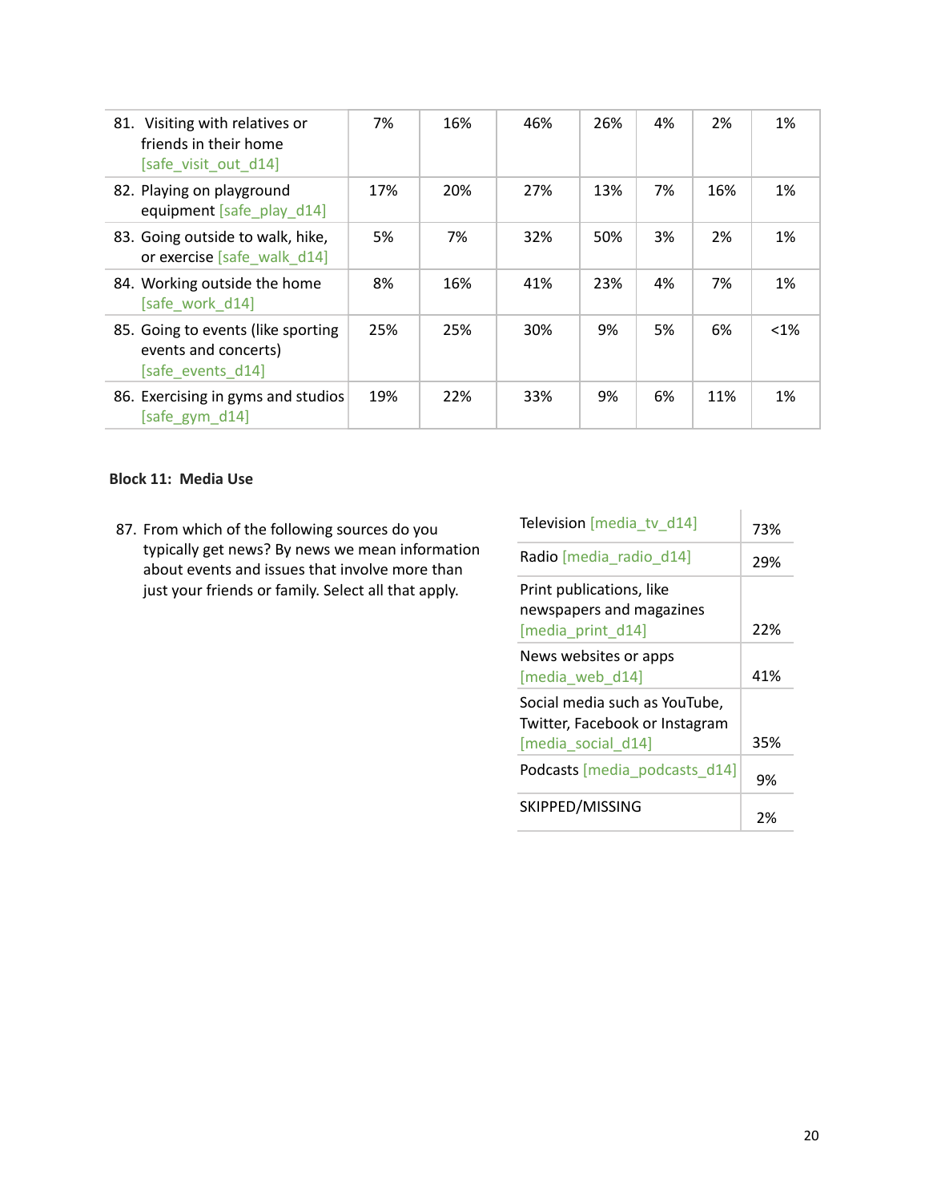| | | | | | | | |
|---|---|---|---|---|---|---|---|
| 81. Visiting with relatives or friends in their home [safe_visit_out_d14] | 7% | 16% | 46% | 26% | 4% | 2% | 1% |
| 82. Playing on playground equipment [safe_play_d14] | 17% | 20% | 27% | 13% | 7% | 16% | 1% |
| 83. Going outside to walk, hike, or exercise [safe_walk_d14] | 5% | 7% | 32% | 50% | 3% | 2% | 1% |
| 84. Working outside the home [safe_work_d14] | 8% | 16% | 41% | 23% | 4% | 7% | 1% |
| 85. Going to events (like sporting events and concerts) [safe_events_d14] | 25% | 25% | 30% | 9% | 5% | 6% | <1% |
| 86. Exercising in gyms and studios [safe_gym_d14] | 19% | 22% | 33% | 9% | 6% | 11% | 1% |

**Block 11: Media Use**

87. From which of the following sources do you typically get news? By news we mean information about events and issues that involve more than just your friends or family. Select all that apply.

| | |
|---|---|
| Television [media_tv_d14] | 73% |
| Radio [media_radio_d14] | 29% |
| Print publications, like newspapers and magazines [media_print_d14] | 22% |
| News websites or apps [media_web_d14] | 41% |
| Social media such as YouTube, Twitter, Facebook or Instagram [media_social_d14] | 35% |
| Podcasts [media_podcasts_d14] | 9% |
| SKIPPED/MISSING | 2% |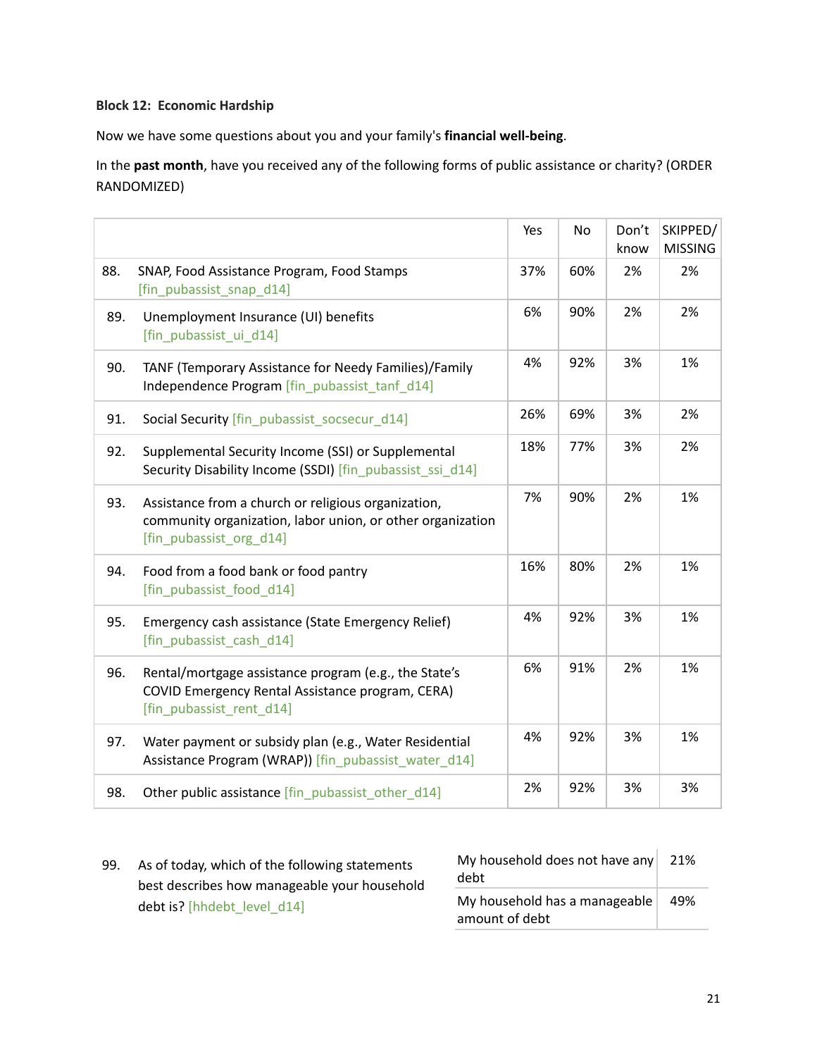**Block 12: Economic Hardship**

Now we have some questions about you and your family's **financial well-being**.

In the **past month**, have you received any of the following forms of public assistance or charity? (ORDER RANDOMIZED)

| | Yes | No | Don't know | SKIPPED/ MISSING |
|---|---|---|---|---|
| 88. SNAP, Food Assistance Program, Food Stamps [fin_pubassist_snap_d14] | 37% | 60% | 2% | 2% |
| 89. Unemployment Insurance (UI) benefits [fin_pubassist_ui_d14] | 6% | 90% | 2% | 2% |
| 90. TANF (Temporary Assistance for Needy Families)/Family Independence Program [fin_pubassist_tanf_d14] | 4% | 92% | 3% | 1% |
| 91. Social Security [fin_pubassist_socsecur_d14] | 26% | 69% | 3% | 2% |
| 92. Supplemental Security Income (SSI) or Supplemental Security Disability Income (SSDI) [fin_pubassist_ssi_d14] | 18% | 77% | 3% | 2% |
| 93. Assistance from a church or religious organization, community organization, labor union, or other organization [fin_pubassist_org_d14] | 7% | 90% | 2% | 1% |
| 94. Food from a food bank or food pantry [fin_pubassist_food_d14] | 16% | 80% | 2% | 1% |
| 95. Emergency cash assistance (State Emergency Relief) [fin_pubassist_cash_d14] | 4% | 92% | 3% | 1% |
| 96. Rental/mortgage assistance program (e.g., the State's COVID Emergency Rental Assistance program, CERA) [fin_pubassist_rent_d14] | 6% | 91% | 2% | 1% |
| 97. Water payment or subsidy plan (e.g., Water Residential Assistance Program (WRAP)) [fin_pubassist_water_d14] | 4% | 92% | 3% | 1% |
| 98. Other public assistance [fin_pubassist_other_d14] | 2% | 92% | 3% | 3% |

99. As of today, which of the following statements best describes how manageable your household debt is? [hhdebt_level_d14]

| | |
|---|---|
| My household does not have any debt | 21% |
| My household has a manageable amount of debt | 49% |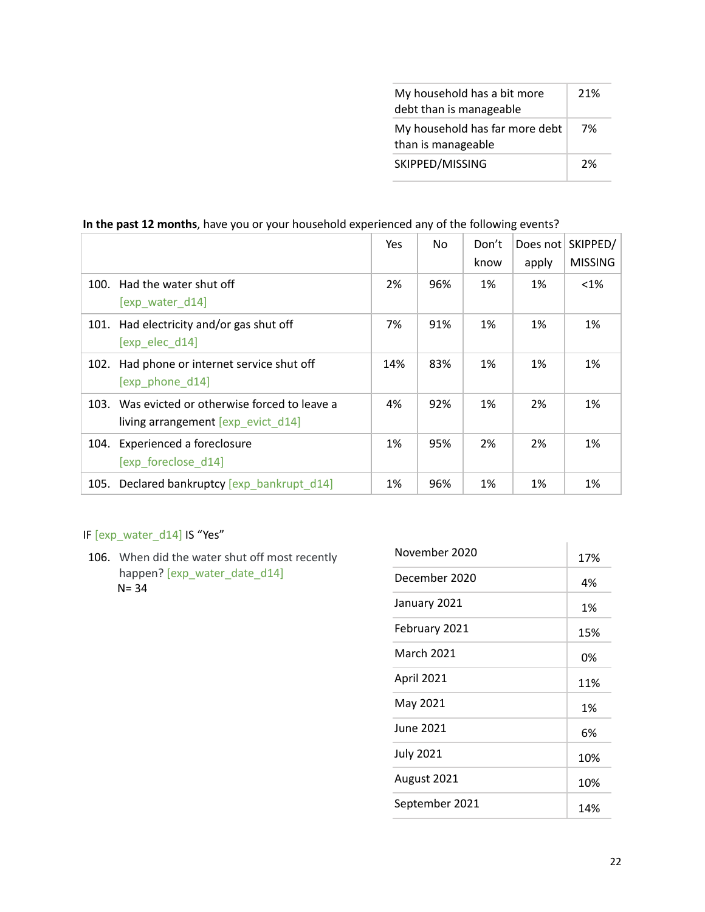| | |
|---|---|
| My household has a bit more debt than is manageable | 21% |
| My household has far more debt than is manageable | 7% |
| SKIPPED/MISSING | 2% |

**In the past 12 months**, have you or your household experienced any of the following events?

| | Yes | No | Don't know | Does not apply | SKIPPED/ MISSING |
|---|---|---|---|---|---|
| 100. Had the water shut off [exp_water_d14] | 2% | 96% | 1% | 1% | <1% |
| 101. Had electricity and/or gas shut off [exp_elec_d14] | 7% | 91% | 1% | 1% | 1% |
| 102. Had phone or internet service shut off [exp_phone_d14] | 14% | 83% | 1% | 1% | 1% |
| 103. Was evicted or otherwise forced to leave a living arrangement [exp_evict_d14] | 4% | 92% | 1% | 2% | 1% |
| 104. Experienced a foreclosure [exp_foreclose_d14] | 1% | 95% | 2% | 2% | 1% |
| 105. Declared bankruptcy [exp_bankrupt_d14] | 1% | 96% | 1% | 1% | 1% |

IF [exp_water_d14] IS "Yes"

106. When did the water shut off most recently happen? [exp_water_date_d14]
N= 34

| | |
|---|---|
| November 2020 | 17% |
| December 2020 | 4% |
| January 2021 | 1% |
| February 2021 | 15% |
| March 2021 | 0% |
| April 2021 | 11% |
| May 2021 | 1% |
| June 2021 | 6% |
| July 2021 | 10% |
| August 2021 | 10% |
| September 2021 | 14% |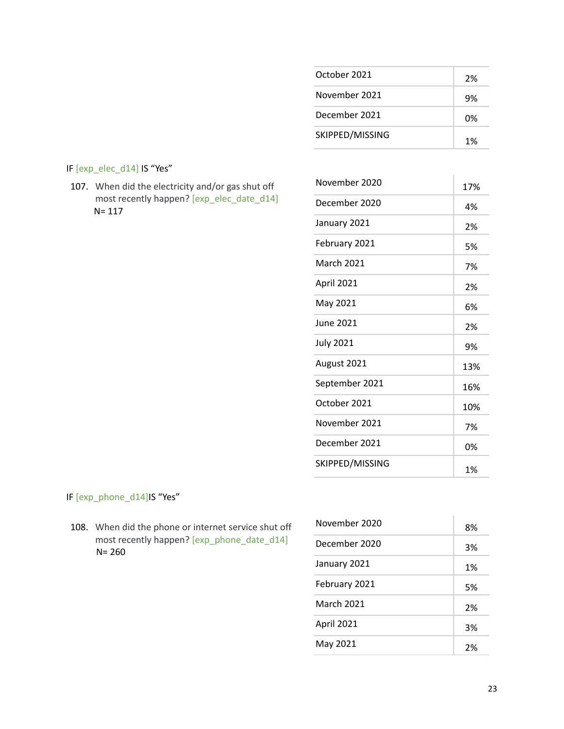| | |
|---|---|
| October 2021 | 2% |
| November 2021 | 9% |
| December 2021 | 0% |
| SKIPPED/MISSING | 1% |

IF [exp_elec_d14] IS "Yes"

107. When did the electricity and/or gas shut off most recently happen? [exp_elec_date_d14]
N= 117

| | |
|---|---|
| November 2020 | 17% |
| December 2020 | 4% |
| January 2021 | 2% |
| February 2021 | 5% |
| March 2021 | 7% |
| April 2021 | 2% |
| May 2021 | 6% |
| June 2021 | 2% |
| July 2021 | 9% |
| August 2021 | 13% |
| September 2021 | 16% |
| October 2021 | 10% |
| November 2021 | 7% |
| December 2021 | 0% |
| SKIPPED/MISSING | 1% |

IF [exp_phone_d14]IS "Yes"

108. When did the phone or internet service shut off most recently happen? [exp_phone_date_d14]
N= 260

| | |
|---|---|
| November 2020 | 8% |
| December 2020 | 3% |
| January 2021 | 1% |
| February 2021 | 5% |
| March 2021 | 2% |
| April 2021 | 3% |
| May 2021 | 2% |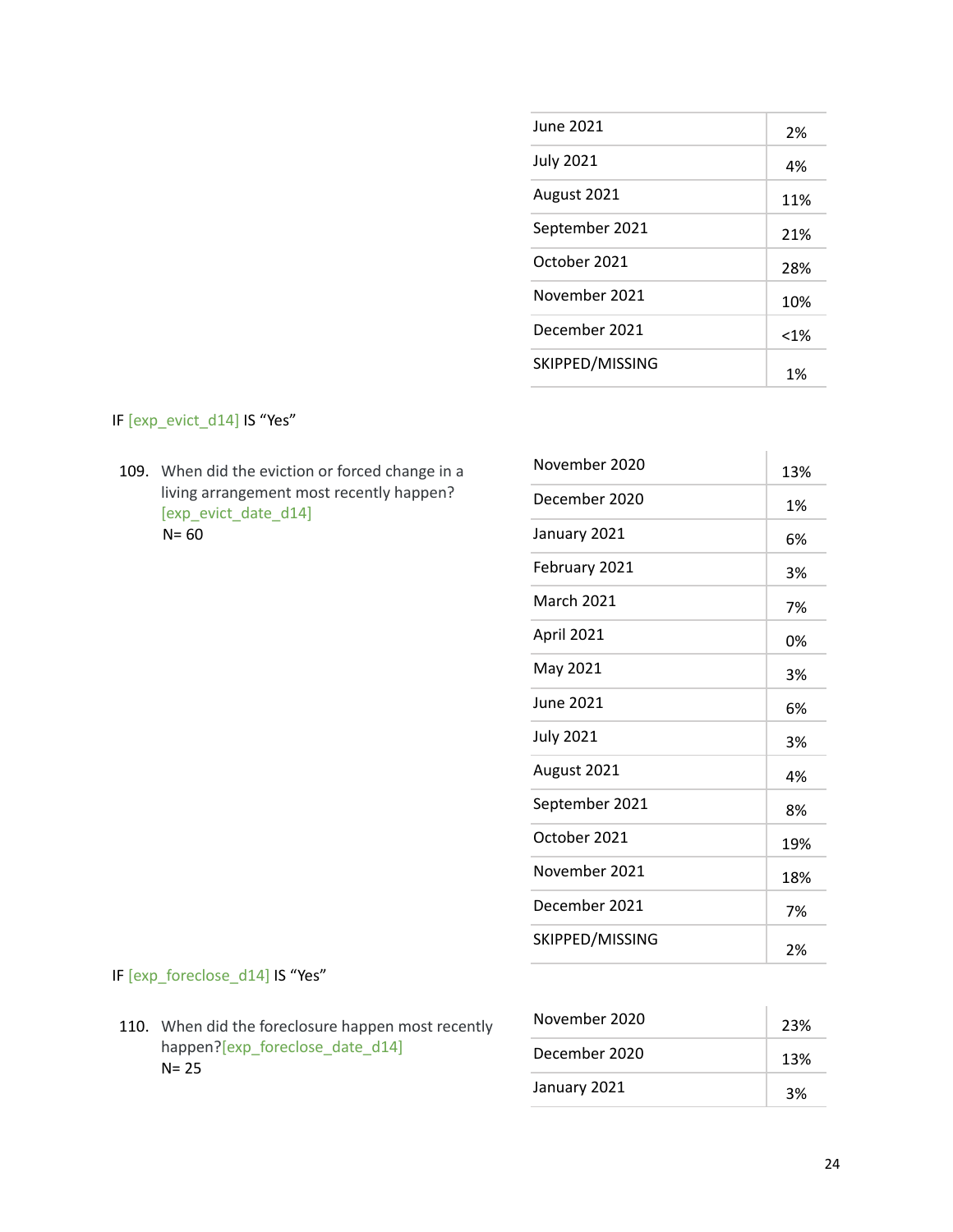| | |
|---|---|
| June 2021 | 2% |
| July 2021 | 4% |
| August 2021 | 11% |
| September 2021 | 21% |
| October 2021 | 28% |
| November 2021 | 10% |
| December 2021 | <1% |
| SKIPPED/MISSING | 1% |

IF [exp_evict_d14] IS "Yes"

109. When did the eviction or forced change in a living arrangement most recently happen? [exp_evict_date_d14]
N= 60

| | |
|---|---|
| November 2020 | 13% |
| December 2020 | 1% |
| January 2021 | 6% |
| February 2021 | 3% |
| March 2021 | 7% |
| April 2021 | 0% |
| May 2021 | 3% |
| June 2021 | 6% |
| July 2021 | 3% |
| August 2021 | 4% |
| September 2021 | 8% |
| October 2021 | 19% |
| November 2021 | 18% |
| December 2021 | 7% |
| SKIPPED/MISSING | 2% |

IF [exp_foreclose_d14] IS "Yes"

110. When did the foreclosure happen most recently happen?[exp_foreclose_date_d14]
N= 25

| | |
|---|---|
| November 2020 | 23% |
| December 2020 | 13% |
| January 2021 | 3% |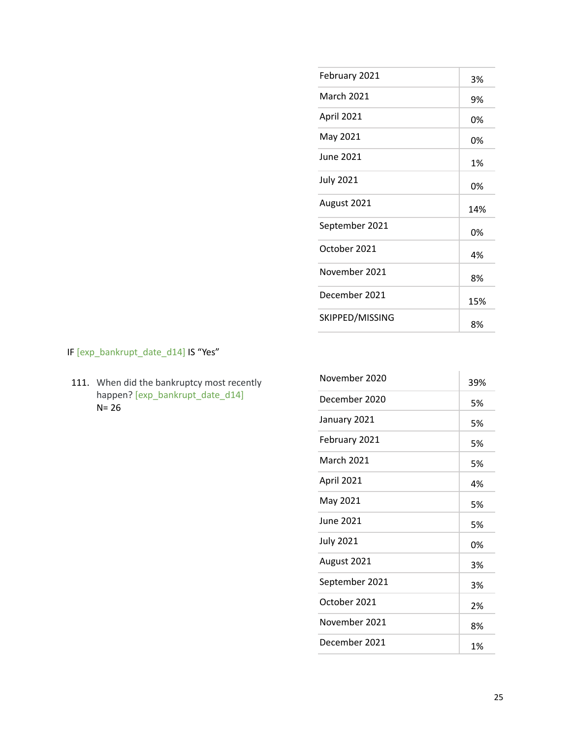| | |
|---|---|
| February 2021 | 3% |
| March 2021 | 9% |
| April 2021 | 0% |
| May 2021 | 0% |
| June 2021 | 1% |
| July 2021 | 0% |
| August 2021 | 14% |
| September 2021 | 0% |
| October 2021 | 4% |
| November 2021 | 8% |
| December 2021 | 15% |
| SKIPPED/MISSING | 8% |

IF [exp_bankrupt_date_d14] IS “Yes”

111. When did the bankruptcy most recently happen? [exp_bankrupt_date_d14]
N= 26

| | |
|---|---|
| November 2020 | 39% |
| December 2020 | 5% |
| January 2021 | 5% |
| February 2021 | 5% |
| March 2021 | 5% |
| April 2021 | 4% |
| May 2021 | 5% |
| June 2021 | 5% |
| July 2021 | 0% |
| August 2021 | 3% |
| September 2021 | 3% |
| October 2021 | 2% |
| November 2021 | 8% |
| December 2021 | 1% |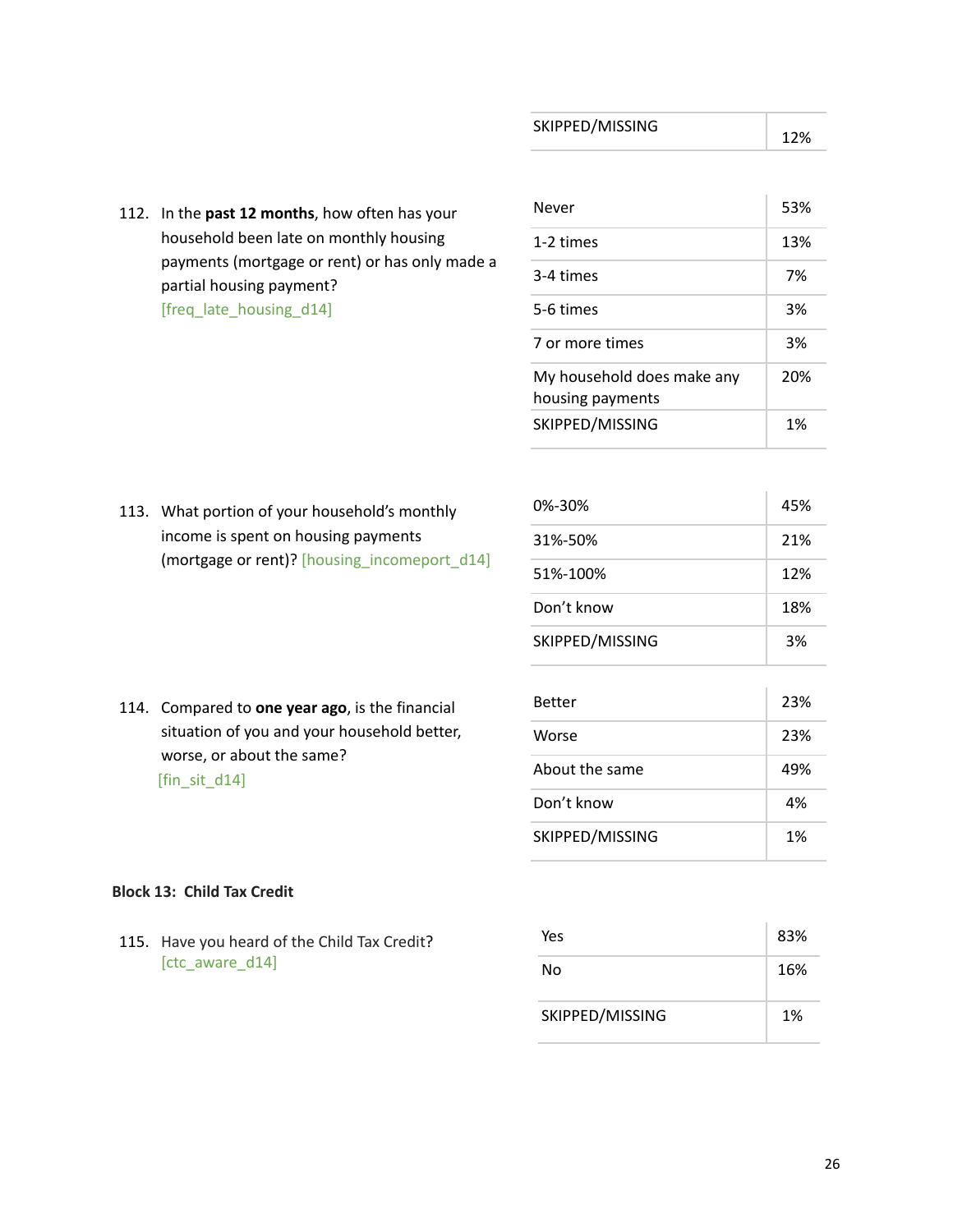| | |
|---|---|
| SKIPPED/MISSING | 12% |

112. In the **past 12 months**, how often has your household been late on monthly housing payments (mortgage or rent) or has only made a partial housing payment? [freq_late_housing_d14]

| | |
|---|---|
| Never | 53% |
| 1-2 times | 13% |
| 3-4 times | 7% |
| 5-6 times | 3% |
| 7 or more times | 3% |
| My household does make any housing payments | 20% |
| SKIPPED/MISSING | 1% |

113. What portion of your household's monthly income is spent on housing payments (mortgage or rent)? [housing_incomeport_d14]

| | |
|---|---|
| 0%-30% | 45% |
| 31%-50% | 21% |
| 51%-100% | 12% |
| Don't know | 18% |
| SKIPPED/MISSING | 3% |

114. Compared to **one year ago**, is the financial situation of you and your household better, worse, or about the same? [fin_sit_d14]

| | |
|---|---|
| Better | 23% |
| Worse | 23% |
| About the same | 49% |
| Don't know | 4% |
| SKIPPED/MISSING | 1% |

**Block 13: Child Tax Credit**

115. Have you heard of the Child Tax Credit? [ctc_aware_d14]

| | |
|---|---|
| Yes | 83% |
| No | 16% |
| SKIPPED/MISSING | 1% |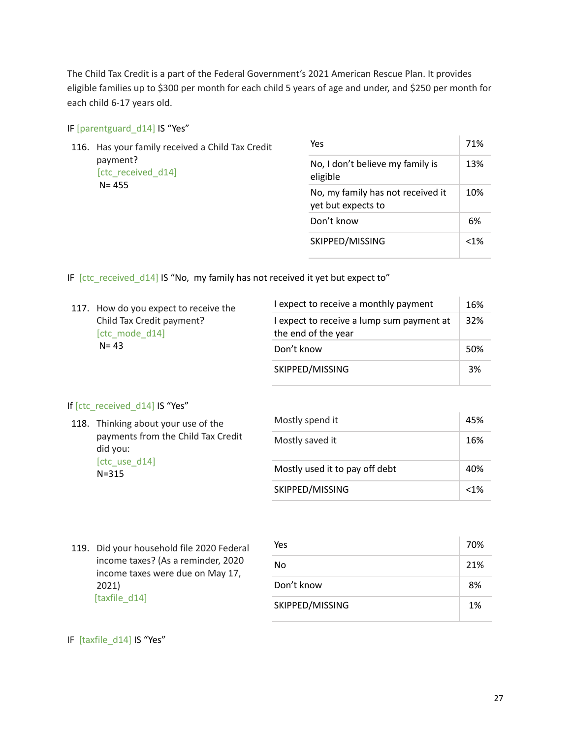The Child Tax Credit is a part of the Federal Government's 2021 American Rescue Plan. It provides eligible families up to $300 per month for each child 5 years of age and under, and $250 per month for each child 6-17 years old.

IF [parentguard_d14] IS "Yes"

116. Has your family received a Child Tax Credit payment?
[ctc_received_d14]
N= 455

| Response | % |
|---|---|
| Yes | 71% |
| No, I don't believe my family is eligible | 13% |
| No, my family has not received it yet but expects to | 10% |
| Don't know | 6% |
| SKIPPED/MISSING | <1% |

IF [ctc_received_d14] IS "No, my family has not received it yet but expect to"

117. How do you expect to receive the Child Tax Credit payment?
[ctc_mode_d14]
N= 43

| Response | % |
|---|---|
| I expect to receive a monthly payment | 16% |
| I expect to receive a lump sum payment at the end of the year | 32% |
| Don't know | 50% |
| SKIPPED/MISSING | 3% |

If [ctc_received_d14] IS "Yes"

118. Thinking about your use of the payments from the Child Tax Credit did you:
[ctc_use_d14]
N=315

| Response | % |
|---|---|
| Mostly spend it | 45% |
| Mostly saved it | 16% |
| Mostly used it to pay off debt | 40% |
| SKIPPED/MISSING | <1% |

119. Did your household file 2020 Federal income taxes? (As a reminder, 2020 income taxes were due on May 17, 2021)
[taxfile_d14]

| Response | % |
|---|---|
| Yes | 70% |
| No | 21% |
| Don't know | 8% |
| SKIPPED/MISSING | 1% |

IF [taxfile_d14] IS "Yes"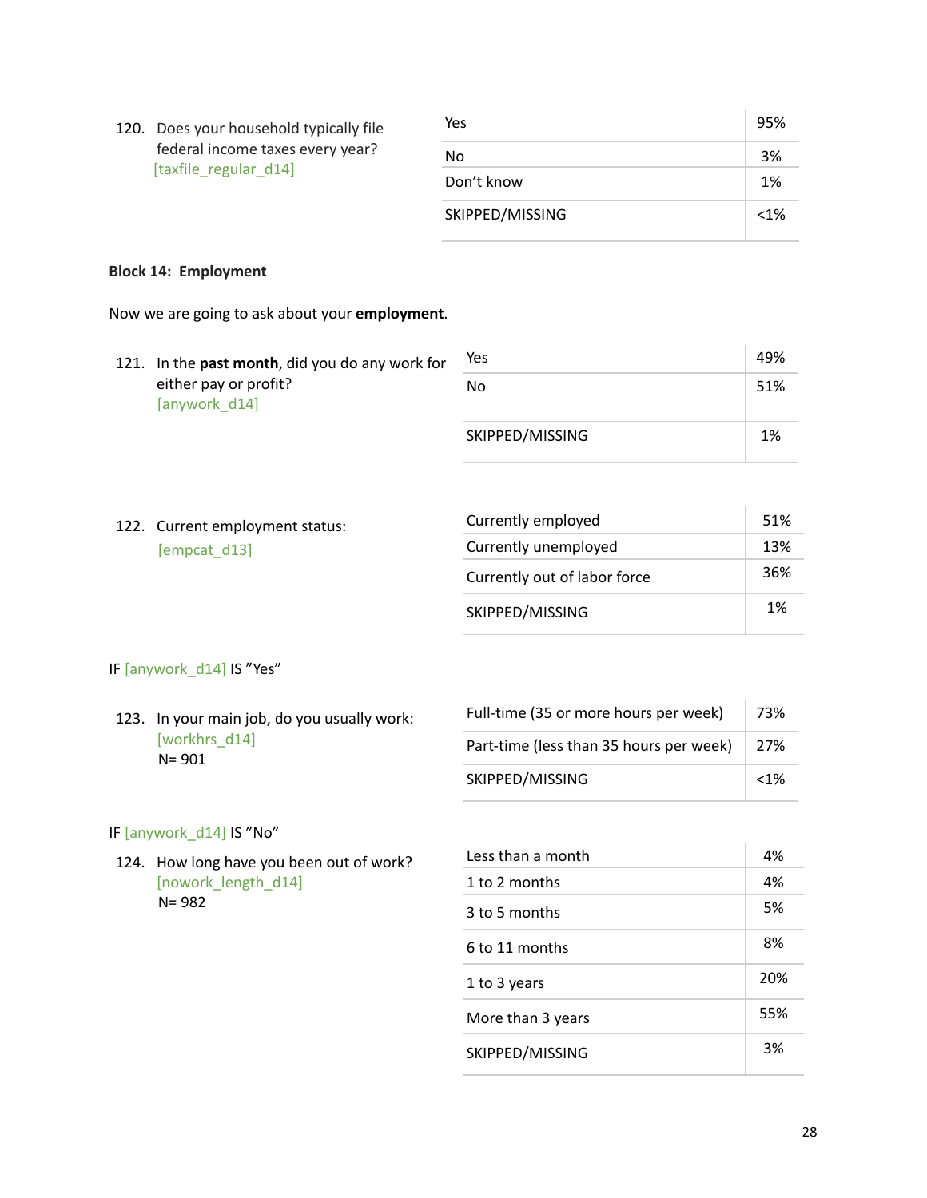120. Does your household typically file federal income taxes every year? [taxfile_regular_d14]

| | |
|---|---|
| Yes | 95% |
| No | 3% |
| Don't know | 1% |
| SKIPPED/MISSING | <1% |

**Block 14: Employment**

Now we are going to ask about your **employment**.

121. In the **past month**, did you do any work for either pay or profit? [anywork_d14]

| | |
|---|---|
| Yes | 49% |
| No | 51% |
| SKIPPED/MISSING | 1% |

122. Current employment status: [empcat_d13]

| | |
|---|---|
| Currently employed | 51% |
| Currently unemployed | 13% |
| Currently out of labor force | 36% |
| SKIPPED/MISSING | 1% |

IF [anywork_d14] IS "Yes"

123. In your main job, do you usually work: [workhrs_d14]
N= 901

| | |
|---|---|
| Full-time (35 or more hours per week) | 73% |
| Part-time (less than 35 hours per week) | 27% |
| SKIPPED/MISSING | <1% |

IF [anywork_d14] IS "No"

124. How long have you been out of work? [nowork_length_d14]
N= 982

| | |
|---|---|
| Less than a month | 4% |
| 1 to 2 months | 4% |
| 3 to 5 months | 5% |
| 6 to 11 months | 8% |
| 1 to 3 years | 20% |
| More than 3 years | 55% |
| SKIPPED/MISSING | 3% |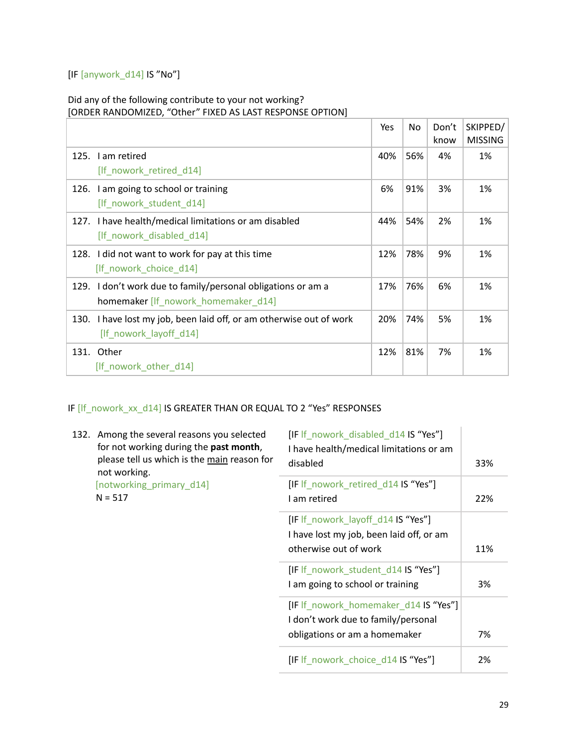[IF [anywork_d14] IS "No"]

Did any of the following contribute to your not working?
[ORDER RANDOMIZED, "Other" FIXED AS LAST RESPONSE OPTION]

| | Yes | No | Don't know | SKIPPED/ MISSING |
|---|---|---|---|---|
| 125. I am retired [lf_nowork_retired_d14] | 40% | 56% | 4% | 1% |
| 126. I am going to school or training [lf_nowork_student_d14] | 6% | 91% | 3% | 1% |
| 127. I have health/medical limitations or am disabled [lf_nowork_disabled_d14] | 44% | 54% | 2% | 1% |
| 128. I did not want to work for pay at this time [lf_nowork_choice_d14] | 12% | 78% | 9% | 1% |
| 129. I don't work due to family/personal obligations or am a homemaker [lf_nowork_homemaker_d14] | 17% | 76% | 6% | 1% |
| 130. I have lost my job, been laid off, or am otherwise out of work [lf_nowork_layoff_d14] | 20% | 74% | 5% | 1% |
| 131. Other [lf_nowork_other_d14] | 12% | 81% | 7% | 1% |

IF [lf_nowork_xx_d14] IS GREATER THAN OR EQUAL TO 2 "Yes" RESPONSES

132. Among the several reasons you selected for not working during the **past month**, please tell us which is the main reason for not working.
[notworking_primary_d14]
N = 517

| Response | % |
|---|---|
| [IF lf_nowork_disabled_d14 IS "Yes"] I have health/medical limitations or am disabled | 33% |
| [IF lf_nowork_retired_d14 IS "Yes"] I am retired | 22% |
| [IF lf_nowork_layoff_d14 IS "Yes"] I have lost my job, been laid off, or am otherwise out of work | 11% |
| [IF lf_nowork_student_d14 IS "Yes"] I am going to school or training | 3% |
| [IF lf_nowork_homemaker_d14 IS "Yes"] I don't work due to family/personal obligations or am a homemaker | 7% |
| [IF lf_nowork_choice_d14 IS "Yes"] | 2% |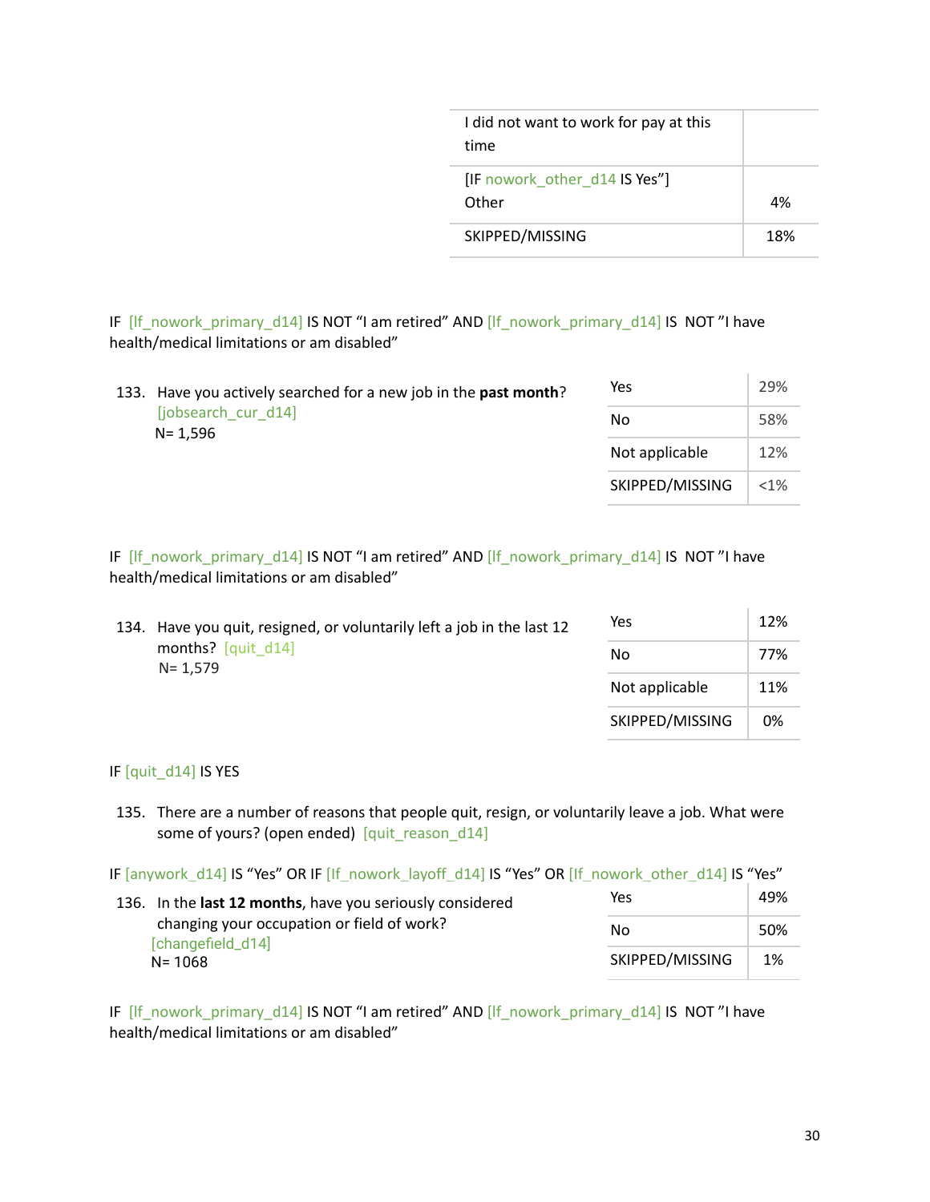| I did not want to work for pay at this time | |
|---|---|
| [IF nowork_other_d14 IS Yes"] Other | 4% |
| SKIPPED/MISSING | 18% |

IF [lf_nowork_primary_d14] IS NOT "I am retired" AND [lf_nowork_primary_d14] IS NOT "I have health/medical limitations or am disabled"

133. Have you actively searched for a new job in the **past month**? [jobsearch_cur_d14]
N= 1,596

| Yes | 29% |
|---|---|
| No | 58% |
| Not applicable | 12% |
| SKIPPED/MISSING | <1% |

IF [lf_nowork_primary_d14] IS NOT "I am retired" AND [lf_nowork_primary_d14] IS NOT "I have health/medical limitations or am disabled"

134. Have you quit, resigned, or voluntarily left a job in the last 12 months? [quit_d14]
N= 1,579

| Yes | 12% |
|---|---|
| No | 77% |
| Not applicable | 11% |
| SKIPPED/MISSING | 0% |

IF [quit_d14] IS YES

135. There are a number of reasons that people quit, resign, or voluntarily leave a job. What were some of yours? (open ended) [quit_reason_d14]

IF [anywork_d14] IS "Yes" OR IF [lf_nowork_layoff_d14] IS "Yes" OR [lf_nowork_other_d14] IS "Yes"

136. In the **last 12 months**, have you seriously considered changing your occupation or field of work? [changefield_d14]
N= 1068

| Yes | 49% |
|---|---|
| No | 50% |
| SKIPPED/MISSING | 1% |

IF [lf_nowork_primary_d14] IS NOT "I am retired" AND [lf_nowork_primary_d14] IS NOT "I have health/medical limitations or am disabled"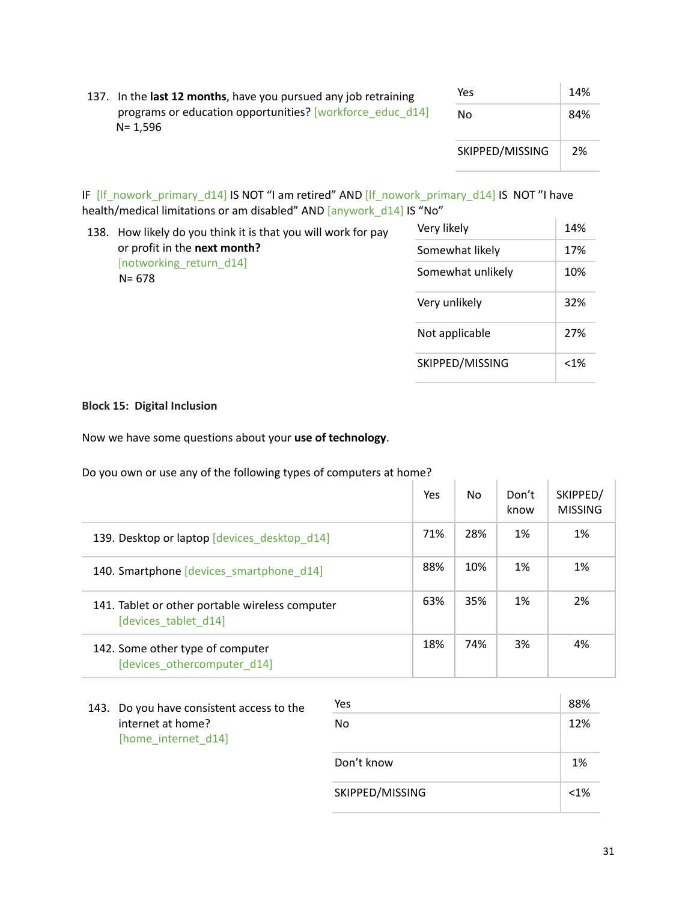137. In the **last 12 months**, have you pursued any job retraining programs or education opportunities? [workforce_educ_d14]
N= 1,596

| | |
|---|---|
| Yes | 14% |
| No | 84% |
| SKIPPED/MISSING | 2% |

IF [lf_nowork_primary_d14] IS NOT "I am retired" AND [lf_nowork_primary_d14] IS NOT "I have health/medical limitations or am disabled" AND [anywork_d14] IS "No"

138. How likely do you think it is that you will work for pay or profit in the **next month?** [notworking_return_d14]
N= 678

| | |
|---|---|
| Very likely | 14% |
| Somewhat likely | 17% |
| Somewhat unlikely | 10% |
| Very unlikely | 32% |
| Not applicable | 27% |
| SKIPPED/MISSING | <1% |

**Block 15: Digital Inclusion**

Now we have some questions about your **use of technology**.

Do you own or use any of the following types of computers at home?

| | Yes | No | Don't know | SKIPPED/ MISSING |
|---|---|---|---|---|
| 139. Desktop or laptop [devices_desktop_d14] | 71% | 28% | 1% | 1% |
| 140. Smartphone [devices_smartphone_d14] | 88% | 10% | 1% | 1% |
| 141. Tablet or other portable wireless computer [devices_tablet_d14] | 63% | 35% | 1% | 2% |
| 142. Some other type of computer [devices_othercomputer_d14] | 18% | 74% | 3% | 4% |

143. Do you have consistent access to the internet at home? [home_internet_d14]

| | |
|---|---|
| Yes | 88% |
| No | 12% |
| Don't know | 1% |
| SKIPPED/MISSING | <1% |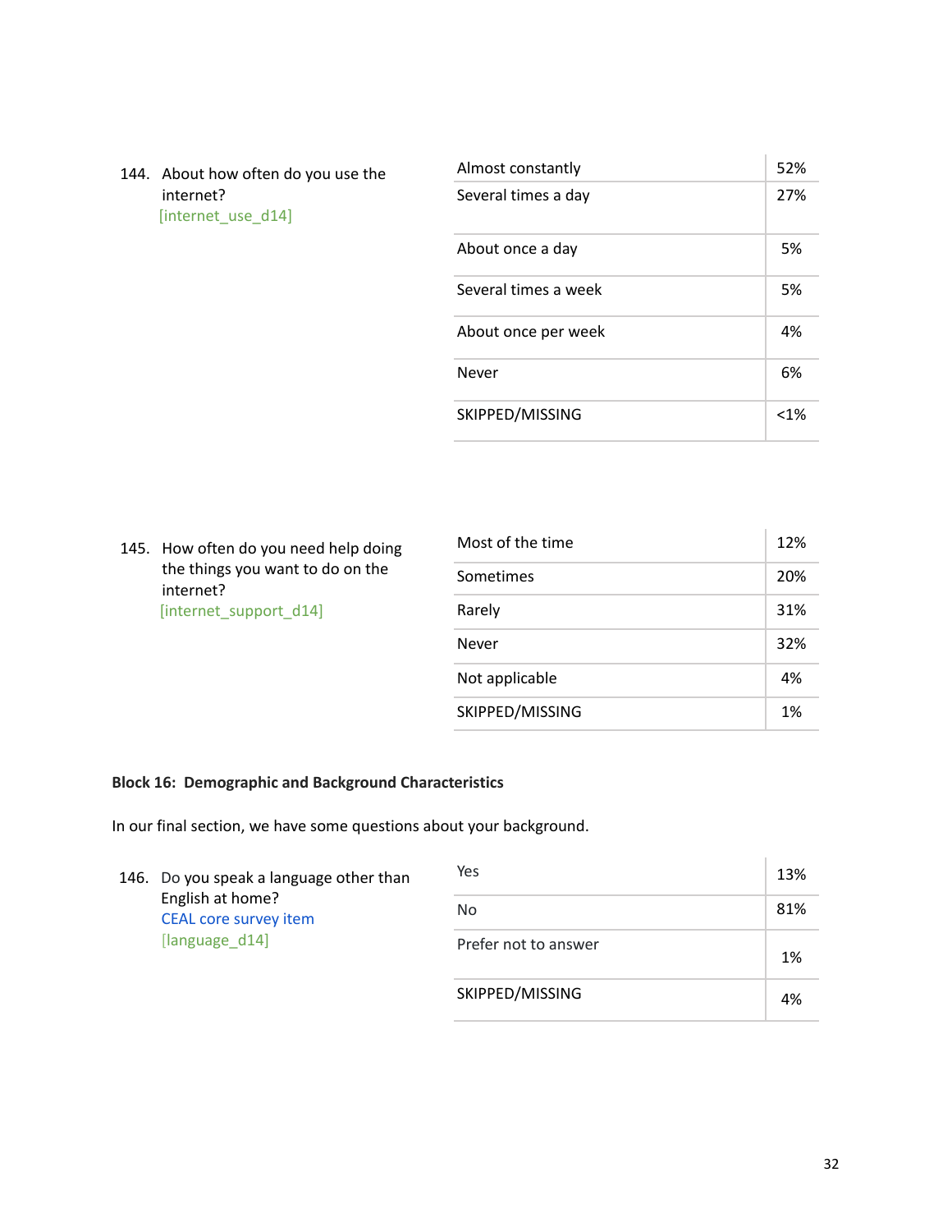144. About how often do you use the internet?
[internet_use_d14]

| | |
|---|---|
| Almost constantly | 52% |
| Several times a day | 27% |
| About once a day | 5% |
| Several times a week | 5% |
| About once per week | 4% |
| Never | 6% |
| SKIPPED/MISSING | <1% |

145. How often do you need help doing the things you want to do on the internet?
[internet_support_d14]

| | |
|---|---|
| Most of the time | 12% |
| Sometimes | 20% |
| Rarely | 31% |
| Never | 32% |
| Not applicable | 4% |
| SKIPPED/MISSING | 1% |

**Block 16: Demographic and Background Characteristics**

In our final section, we have some questions about your background.

146. Do you speak a language other than English at home?
CEAL core survey item
[language_d14]

| | |
|---|---|
| Yes | 13% |
| No | 81% |
| Prefer not to answer | 1% |
| SKIPPED/MISSING | 4% |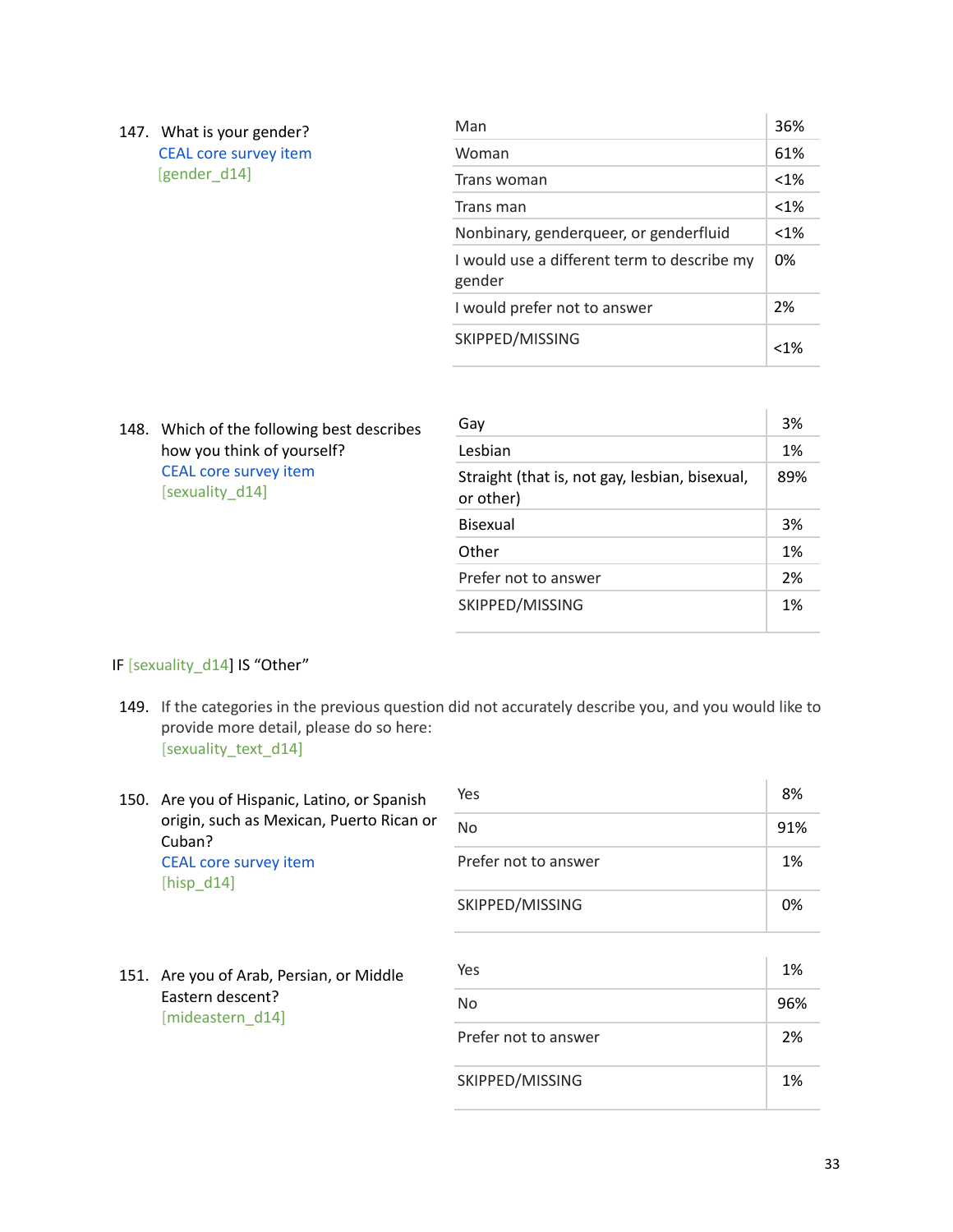147. What is your gender?
CEAL core survey item
[gender_d14]

| | |
|---|---|
| Man | 36% |
| Woman | 61% |
| Trans woman | <1% |
| Trans man | <1% |
| Nonbinary, genderqueer, or genderfluid | <1% |
| I would use a different term to describe my gender | 0% |
| I would prefer not to answer | 2% |
| SKIPPED/MISSING | <1% |

148. Which of the following best describes how you think of yourself?
CEAL core survey item
[sexuality_d14]

| | |
|---|---|
| Gay | 3% |
| Lesbian | 1% |
| Straight (that is, not gay, lesbian, bisexual, or other) | 89% |
| Bisexual | 3% |
| Other | 1% |
| Prefer not to answer | 2% |
| SKIPPED/MISSING | 1% |

IF [sexuality_d14] IS "Other"

149. If the categories in the previous question did not accurately describe you, and you would like to provide more detail, please do so here:
[sexuality_text_d14]

150. Are you of Hispanic, Latino, or Spanish origin, such as Mexican, Puerto Rican or Cuban?
CEAL core survey item
[hisp_d14]

| | |
|---|---|
| Yes | 8% |
| No | 91% |
| Prefer not to answer | 1% |
| SKIPPED/MISSING | 0% |

151. Are you of Arab, Persian, or Middle Eastern descent?
[mideastern_d14]

| | |
|---|---|
| Yes | 1% |
| No | 96% |
| Prefer not to answer | 2% |
| SKIPPED/MISSING | 1% |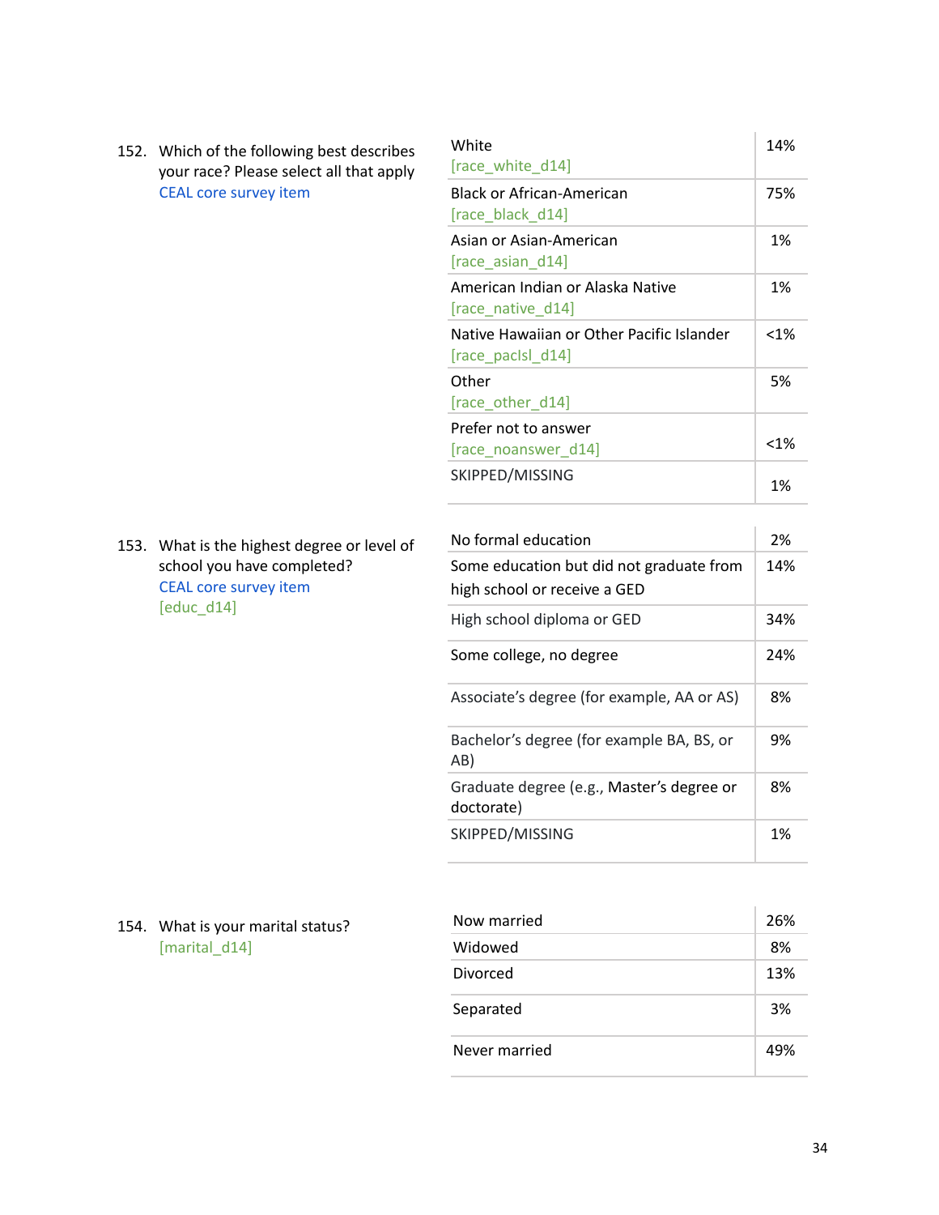152. Which of the following best describes your race? Please select all that apply
CEAL core survey item

| Response | % |
|---|---|
| White [race_white_d14] | 14% |
| Black or African-American [race_black_d14] | 75% |
| Asian or Asian-American [race_asian_d14] | 1% |
| American Indian or Alaska Native [race_native_d14] | 1% |
| Native Hawaiian or Other Pacific Islander [race_pacIsl_d14] | <1% |
| Other [race_other_d14] | 5% |
| Prefer not to answer [race_noanswer_d14] | <1% |
| SKIPPED/MISSING | 1% |

153. What is the highest degree or level of school you have completed?
CEAL core survey item
[educ_d14]

| Response | % |
|---|---|
| No formal education | 2% |
| Some education but did not graduate from high school or receive a GED | 14% |
| High school diploma or GED | 34% |
| Some college, no degree | 24% |
| Associate’s degree (for example, AA or AS) | 8% |
| Bachelor’s degree (for example BA, BS, or AB) | 9% |
| Graduate degree (e.g., Master’s degree or doctorate) | 8% |
| SKIPPED/MISSING | 1% |

154. What is your marital status?
[marital_d14]

| Response | % |
|---|---|
| Now married | 26% |
| Widowed | 8% |
| Divorced | 13% |
| Separated | 3% |
| Never married | 49% |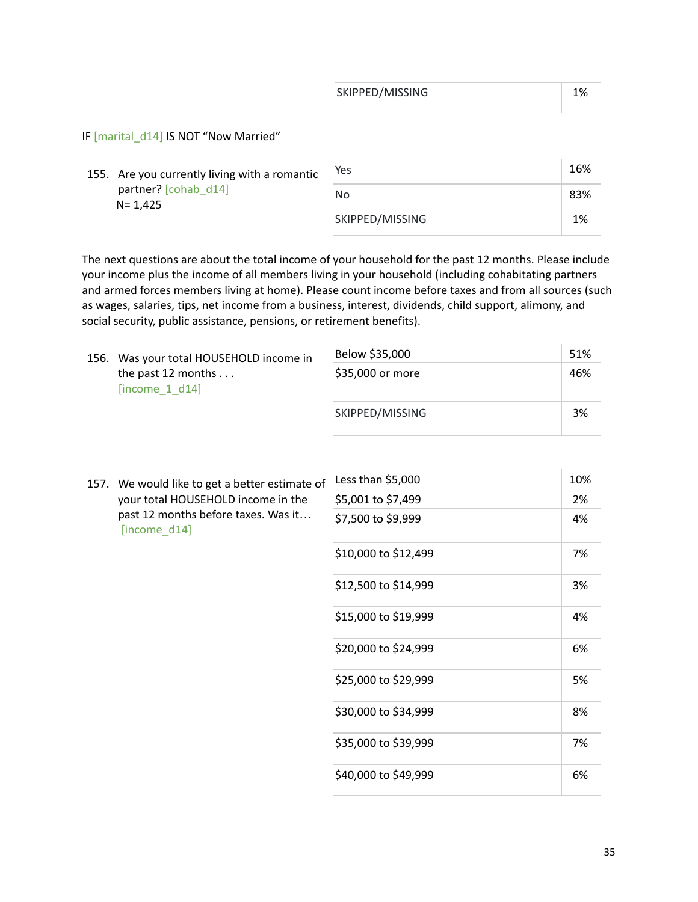| | |
|---|---|
| SKIPPED/MISSING | 1% |

IF [marital_d14] IS NOT "Now Married"

155. Are you currently living with a romantic partner? [cohab_d14]
N= 1,425

| Response | % |
|---|---|
| Yes | 16% |
| No | 83% |
| SKIPPED/MISSING | 1% |

The next questions are about the total income of your household for the past 12 months. Please include your income plus the income of all members living in your household (including cohabitating partners and armed forces members living at home). Please count income before taxes and from all sources (such as wages, salaries, tips, net income from a business, interest, dividends, child support, alimony, and social security, public assistance, pensions, or retirement benefits).

156. Was your total HOUSEHOLD income in the past 12 months . . . [income_1_d14]

| Response | % |
|---|---|
| Below $35,000 | 51% |
| $35,000 or more | 46% |
| SKIPPED/MISSING | 3% |

157. We would like to get a better estimate of your total HOUSEHOLD income in the past 12 months before taxes. Was it… [income_d14]

| Response | % |
|---|---|
| Less than $5,000 | 10% |
| $5,001 to $7,499 | 2% |
| $7,500 to $9,999 | 4% |
| $10,000 to $12,499 | 7% |
| $12,500 to $14,999 | 3% |
| $15,000 to $19,999 | 4% |
| $20,000 to $24,999 | 6% |
| $25,000 to $29,999 | 5% |
| $30,000 to $34,999 | 8% |
| $35,000 to $39,999 | 7% |
| $40,000 to $49,999 | 6% |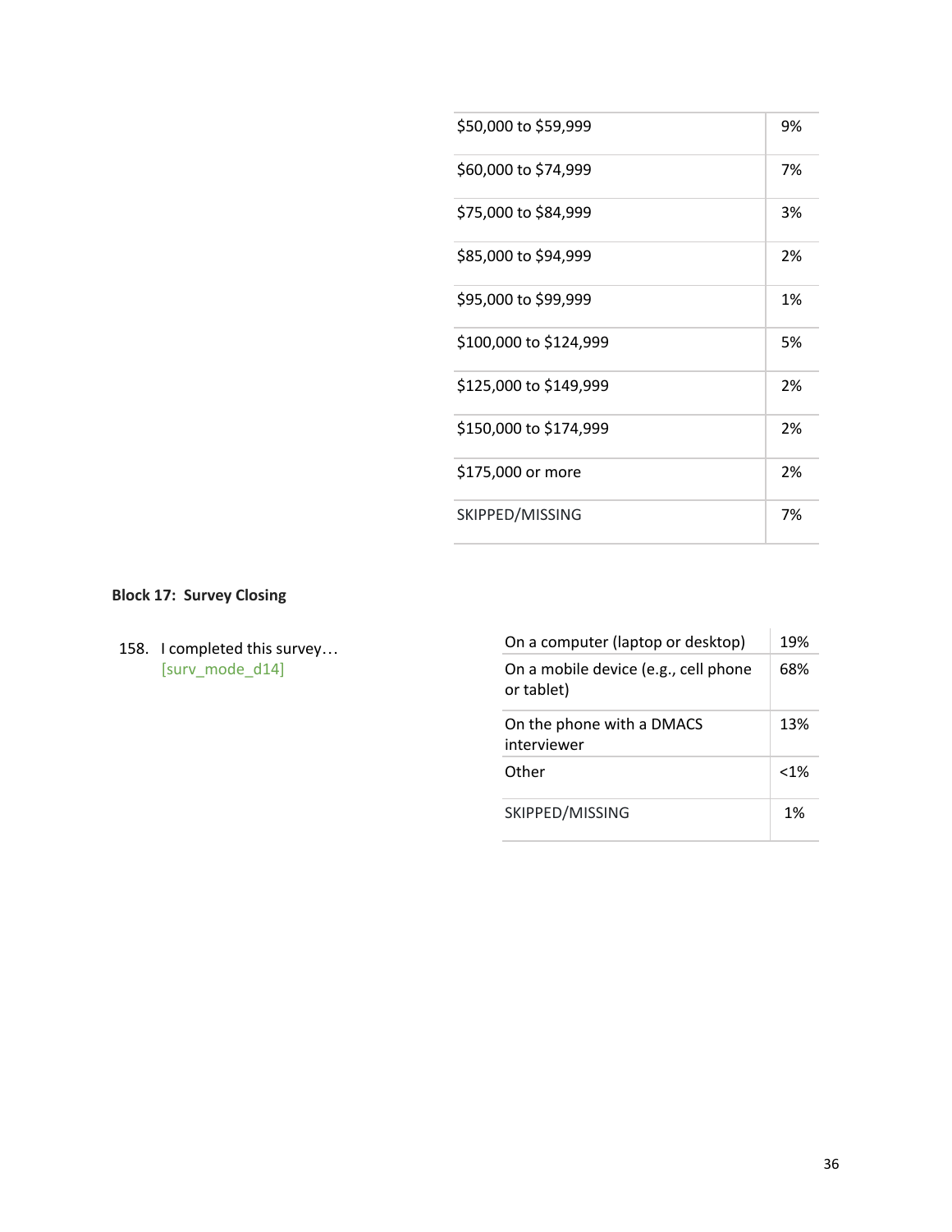| | |
|---|---|
| $50,000 to $59,999 | 9% |
| $60,000 to $74,999 | 7% |
| $75,000 to $84,999 | 3% |
| $85,000 to $94,999 | 2% |
| $95,000 to $99,999 | 1% |
| $100,000 to $124,999 | 5% |
| $125,000 to $149,999 | 2% |
| $150,000 to $174,999 | 2% |
| $175,000 or more | 2% |
| SKIPPED/MISSING | 7% |

**Block 17: Survey Closing**

158. I completed this survey… [surv_mode_d14]

| | |
|---|---|
| On a computer (laptop or desktop) | 19% |
| On a mobile device (e.g., cell phone or tablet) | 68% |
| On the phone with a DMACS interviewer | 13% |
| Other | <1% |
| SKIPPED/MISSING | 1% |